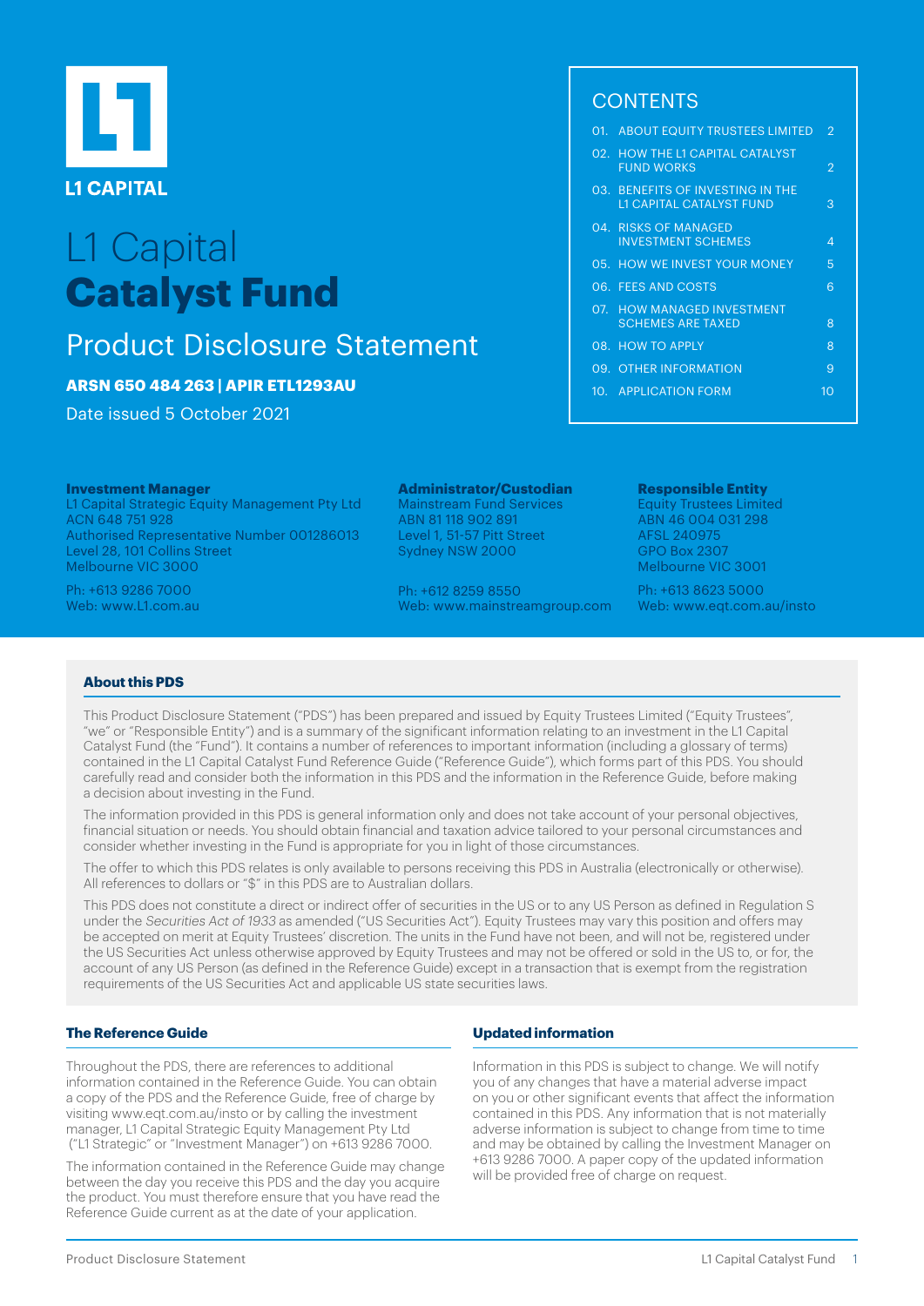L1 CAPITAL

# L1 Capital **Catalyst Fund**

## Product Disclosure Statement

**ARSN 650 484 263 | APIR ETL1293AU**

Date issued 5 October 2021

## CONTENTS

| | | |
|---|---|---|
| 01. | ABOUT EQUITY TRUSTEES LIMITED | 2 |
| 02. | HOW THE L1 CAPITAL CATALYST FUND WORKS | 2 |
| 03. | BENEFITS OF INVESTING IN THE L1 CAPITAL CATALYST FUND | 3 |
| 04. | RISKS OF MANAGED INVESTMENT SCHEMES | 4 |
| 05. | HOW WE INVEST YOUR MONEY | 5 |
| 06. | FEES AND COSTS | 6 |
| 07. | HOW MANAGED INVESTMENT SCHEMES ARE TAXED | 8 |
| 08. | HOW TO APPLY | 8 |
| 09. | OTHER INFORMATION | 9 |
| 10. | APPLICATION FORM | 10 |

**Investment Manager**
L1 Capital Strategic Equity Management Pty Ltd
ACN 648 751 928
Authorised Representative Number 001286013
Level 28, 101 Collins Street
Melbourne VIC 3000

Ph: +613 9286 7000
Web: www.L1.com.au

**Administrator/Custodian**
Mainstream Fund Services
ABN 81 118 902 891
Level 1, 51-57 Pitt Street
Sydney NSW 2000

Ph: +612 8259 8550
Web: www.mainstreamgroup.com

**Responsible Entity**
Equity Trustees Limited
ABN 46 004 031 298
AFSL 240975
GPO Box 2307
Melbourne VIC 3001

Ph: +613 8623 5000
Web: www.eqt.com.au/insto

### About this PDS

This Product Disclosure Statement ("PDS") has been prepared and issued by Equity Trustees Limited ("Equity Trustees", "we" or "Responsible Entity") and is a summary of the significant information relating to an investment in the L1 Capital Catalyst Fund (the "Fund"). It contains a number of references to important information (including a glossary of terms) contained in the L1 Capital Catalyst Fund Reference Guide ("Reference Guide"), which forms part of this PDS. You should carefully read and consider both the information in this PDS and the information in the Reference Guide, before making a decision about investing in the Fund.

The information provided in this PDS is general information only and does not take account of your personal objectives, financial situation or needs. You should obtain financial and taxation advice tailored to your personal circumstances and consider whether investing in the Fund is appropriate for you in light of those circumstances.

The offer to which this PDS relates is only available to persons receiving this PDS in Australia (electronically or otherwise). All references to dollars or "$" in this PDS are to Australian dollars.

This PDS does not constitute a direct or indirect offer of securities in the US or to any US Person as defined in Regulation S under the *Securities Act of 1933* as amended ("US Securities Act"). Equity Trustees may vary this position and offers may be accepted on merit at Equity Trustees' discretion. The units in the Fund have not been, and will not be, registered under the US Securities Act unless otherwise approved by Equity Trustees and may not be offered or sold in the US to, or for, the account of any US Person (as defined in the Reference Guide) except in a transaction that is exempt from the registration requirements of the US Securities Act and applicable US state securities laws.

### The Reference Guide

Throughout the PDS, there are references to additional information contained in the Reference Guide. You can obtain a copy of the PDS and the Reference Guide, free of charge by visiting www.eqt.com.au/insto or by calling the investment manager, L1 Capital Strategic Equity Management Pty Ltd ("L1 Strategic" or "Investment Manager") on +613 9286 7000.

The information contained in the Reference Guide may change between the day you receive this PDS and the day you acquire the product. You must therefore ensure that you have read the Reference Guide current as at the date of your application.

### Updated information

Information in this PDS is subject to change. We will notify you of any changes that have a material adverse impact on you or other significant events that affect the information contained in this PDS. Any information that is not materially adverse information is subject to change from time to time and may be obtained by calling the Investment Manager on +613 9286 7000. A paper copy of the updated information will be provided free of charge on request.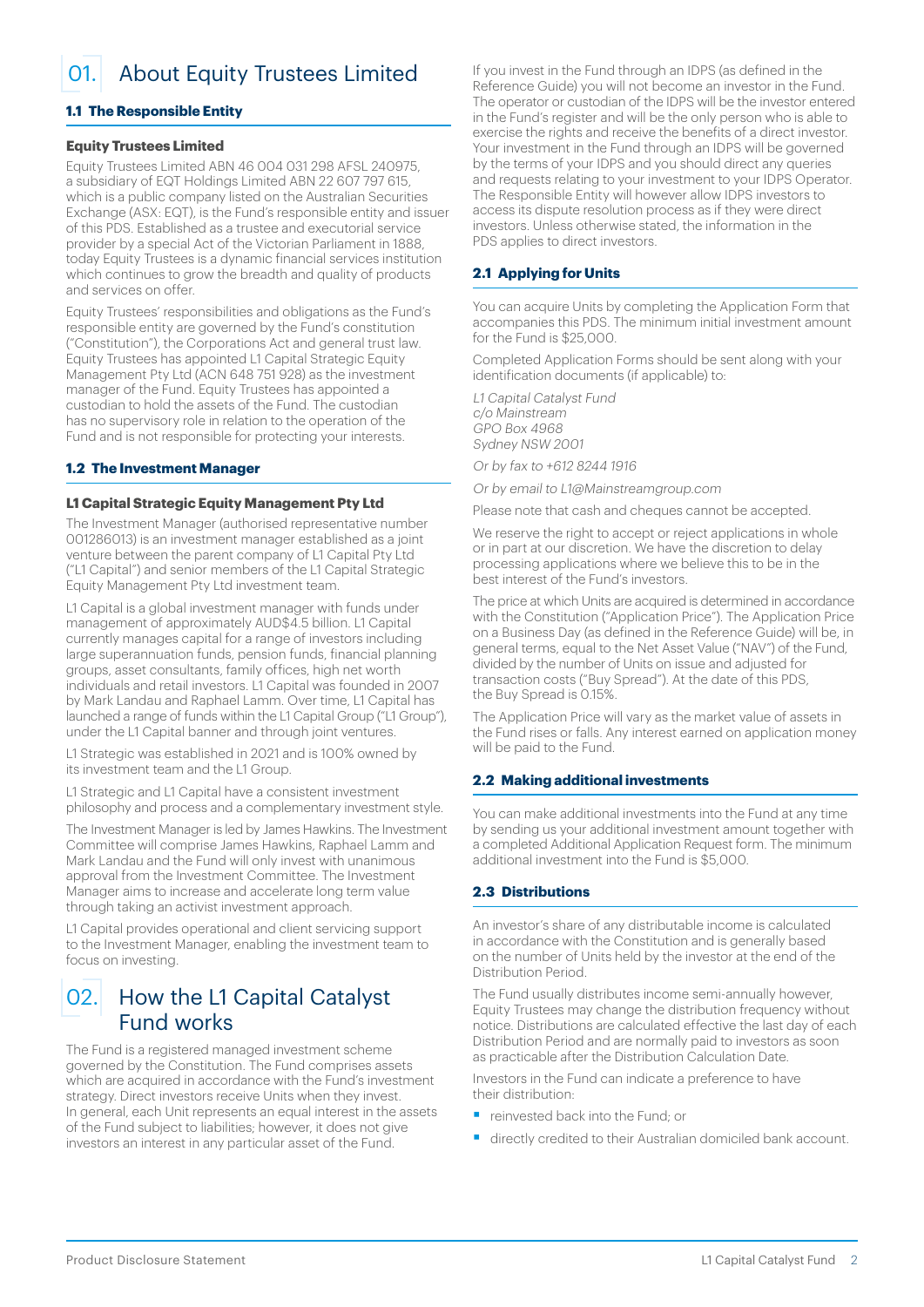# 01. About Equity Trustees Limited

## 1.1 The Responsible Entity

### Equity Trustees Limited

Equity Trustees Limited ABN 46 004 031 298 AFSL 240975, a subsidiary of EQT Holdings Limited ABN 22 607 797 615, which is a public company listed on the Australian Securities Exchange (ASX: EQT), is the Fund's responsible entity and issuer of this PDS. Established as a trustee and executorial service provider by a special Act of the Victorian Parliament in 1888, today Equity Trustees is a dynamic financial services institution which continues to grow the breadth and quality of products and services on offer.

Equity Trustees' responsibilities and obligations as the Fund's responsible entity are governed by the Fund's constitution ("Constitution"), the Corporations Act and general trust law. Equity Trustees has appointed L1 Capital Strategic Equity Management Pty Ltd (ACN 648 751 928) as the investment manager of the Fund. Equity Trustees has appointed a custodian to hold the assets of the Fund. The custodian has no supervisory role in relation to the operation of the Fund and is not responsible for protecting your interests.

## 1.2 The Investment Manager

### L1 Capital Strategic Equity Management Pty Ltd

The Investment Manager (authorised representative number 001286013) is an investment manager established as a joint venture between the parent company of L1 Capital Pty Ltd ("L1 Capital") and senior members of the L1 Capital Strategic Equity Management Pty Ltd investment team.

L1 Capital is a global investment manager with funds under management of approximately AUD$4.5 billion. L1 Capital currently manages capital for a range of investors including large superannuation funds, pension funds, financial planning groups, asset consultants, family offices, high net worth individuals and retail investors. L1 Capital was founded in 2007 by Mark Landau and Raphael Lamm. Over time, L1 Capital has launched a range of funds within the L1 Capital Group ("L1 Group"), under the L1 Capital banner and through joint ventures.

L1 Strategic was established in 2021 and is 100% owned by its investment team and the L1 Group.

L1 Strategic and L1 Capital have a consistent investment philosophy and process and a complementary investment style.

The Investment Manager is led by James Hawkins. The Investment Committee will comprise James Hawkins, Raphael Lamm and Mark Landau and the Fund will only invest with unanimous approval from the Investment Committee. The Investment Manager aims to increase and accelerate long term value through taking an activist investment approach.

L1 Capital provides operational and client servicing support to the Investment Manager, enabling the investment team to focus on investing.

# 02. How the L1 Capital Catalyst Fund works

The Fund is a registered managed investment scheme governed by the Constitution. The Fund comprises assets which are acquired in accordance with the Fund's investment strategy. Direct investors receive Units when they invest. In general, each Unit represents an equal interest in the assets of the Fund subject to liabilities; however, it does not give investors an interest in any particular asset of the Fund.

If you invest in the Fund through an IDPS (as defined in the Reference Guide) you will not become an investor in the Fund. The operator or custodian of the IDPS will be the investor entered in the Fund's register and will be the only person who is able to exercise the rights and receive the benefits of a direct investor. Your investment in the Fund through an IDPS will be governed by the terms of your IDPS and you should direct any queries and requests relating to your investment to your IDPS Operator. The Responsible Entity will however allow IDPS investors to access its dispute resolution process as if they were direct investors. Unless otherwise stated, the information in the PDS applies to direct investors.

## 2.1 Applying for Units

You can acquire Units by completing the Application Form that accompanies this PDS. The minimum initial investment amount for the Fund is $25,000.

Completed Application Forms should be sent along with your identification documents (if applicable) to:

*L1 Capital Catalyst Fund*
*c/o Mainstream*
*GPO Box 4968*
*Sydney NSW 2001*

*Or by fax to +612 8244 1916*

*Or by email to L1@Mainstreamgroup.com*

Please note that cash and cheques cannot be accepted.

We reserve the right to accept or reject applications in whole or in part at our discretion. We have the discretion to delay processing applications where we believe this to be in the best interest of the Fund's investors.

The price at which Units are acquired is determined in accordance with the Constitution ("Application Price"). The Application Price on a Business Day (as defined in the Reference Guide) will be, in general terms, equal to the Net Asset Value ("NAV") of the Fund, divided by the number of Units on issue and adjusted for transaction costs ("Buy Spread"). At the date of this PDS, the Buy Spread is 0.15%.

The Application Price will vary as the market value of assets in the Fund rises or falls. Any interest earned on application money will be paid to the Fund.

## 2.2 Making additional investments

You can make additional investments into the Fund at any time by sending us your additional investment amount together with a completed Additional Application Request form. The minimum additional investment into the Fund is $5,000.

## 2.3 Distributions

An investor's share of any distributable income is calculated in accordance with the Constitution and is generally based on the number of Units held by the investor at the end of the Distribution Period.

The Fund usually distributes income semi-annually however, Equity Trustees may change the distribution frequency without notice. Distributions are calculated effective the last day of each Distribution Period and are normally paid to investors as soon as practicable after the Distribution Calculation Date.

Investors in the Fund can indicate a preference to have their distribution:

- reinvested back into the Fund; or
- directly credited to their Australian domiciled bank account.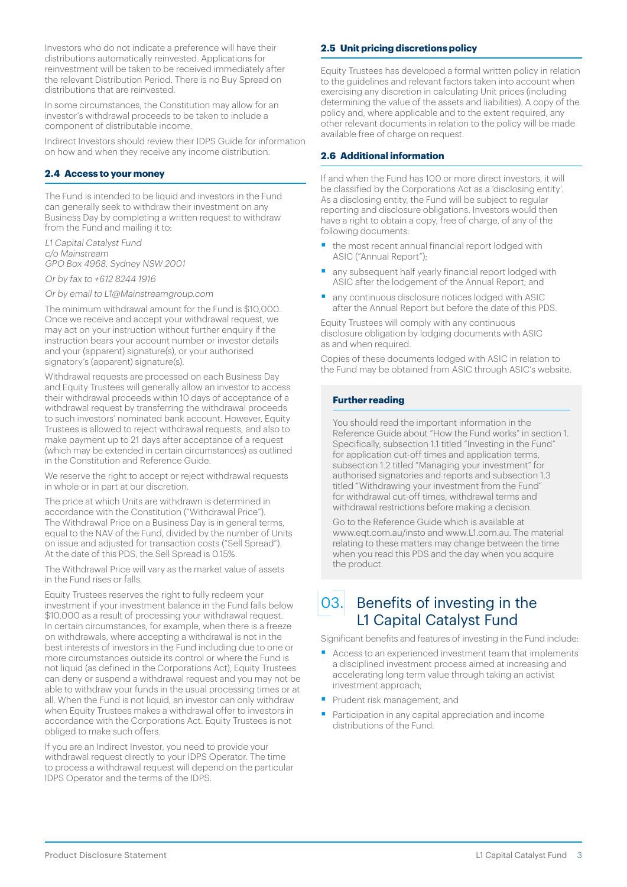Investors who do not indicate a preference will have their distributions automatically reinvested. Applications for reinvestment will be taken to be received immediately after the relevant Distribution Period. There is no Buy Spread on distributions that are reinvested.

In some circumstances, the Constitution may allow for an investor's withdrawal proceeds to be taken to include a component of distributable income.

Indirect Investors should review their IDPS Guide for information on how and when they receive any income distribution.

### 2.4 Access to your money

The Fund is intended to be liquid and investors in the Fund can generally seek to withdraw their investment on any Business Day by completing a written request to withdraw from the Fund and mailing it to:

*L1 Capital Catalyst Fund*
*c/o Mainstream*
*GPO Box 4968, Sydney NSW 2001*

*Or by fax to +612 8244 1916*

*Or by email to L1@Mainstreamgroup.com*

The minimum withdrawal amount for the Fund is $10,000. Once we receive and accept your withdrawal request, we may act on your instruction without further enquiry if the instruction bears your account number or investor details and your (apparent) signature(s), or your authorised signatory's (apparent) signature(s).

Withdrawal requests are processed on each Business Day and Equity Trustees will generally allow an investor to access their withdrawal proceeds within 10 days of acceptance of a withdrawal request by transferring the withdrawal proceeds to such investors' nominated bank account. However, Equity Trustees is allowed to reject withdrawal requests, and also to make payment up to 21 days after acceptance of a request (which may be extended in certain circumstances) as outlined in the Constitution and Reference Guide.

We reserve the right to accept or reject withdrawal requests in whole or in part at our discretion.

The price at which Units are withdrawn is determined in accordance with the Constitution ("Withdrawal Price"). The Withdrawal Price on a Business Day is in general terms, equal to the NAV of the Fund, divided by the number of Units on issue and adjusted for transaction costs ("Sell Spread"). At the date of this PDS, the Sell Spread is 0.15%.

The Withdrawal Price will vary as the market value of assets in the Fund rises or falls.

Equity Trustees reserves the right to fully redeem your investment if your investment balance in the Fund falls below $10,000 as a result of processing your withdrawal request. In certain circumstances, for example, when there is a freeze on withdrawals, where accepting a withdrawal is not in the best interests of investors in the Fund including due to one or more circumstances outside its control or where the Fund is not liquid (as defined in the Corporations Act), Equity Trustees can deny or suspend a withdrawal request and you may not be able to withdraw your funds in the usual processing times or at all. When the Fund is not liquid, an investor can only withdraw when Equity Trustees makes a withdrawal offer to investors in accordance with the Corporations Act. Equity Trustees is not obliged to make such offers.

If you are an Indirect Investor, you need to provide your withdrawal request directly to your IDPS Operator. The time to process a withdrawal request will depend on the particular IDPS Operator and the terms of the IDPS.

### 2.5 Unit pricing discretions policy

Equity Trustees has developed a formal written policy in relation to the guidelines and relevant factors taken into account when exercising any discretion in calculating Unit prices (including determining the value of the assets and liabilities). A copy of the policy and, where applicable and to the extent required, any other relevant documents in relation to the policy will be made available free of charge on request.

### 2.6 Additional information

If and when the Fund has 100 or more direct investors, it will be classified by the Corporations Act as a 'disclosing entity'. As a disclosing entity, the Fund will be subject to regular reporting and disclosure obligations. Investors would then have a right to obtain a copy, free of charge, of any of the following documents:

- the most recent annual financial report lodged with ASIC ("Annual Report");
- any subsequent half yearly financial report lodged with ASIC after the lodgement of the Annual Report; and
- any continuous disclosure notices lodged with ASIC after the Annual Report but before the date of this PDS.

Equity Trustees will comply with any continuous disclosure obligation by lodging documents with ASIC as and when required.

Copies of these documents lodged with ASIC in relation to the Fund may be obtained from ASIC through ASIC's website.

**Further reading**

You should read the important information in the Reference Guide about "How the Fund works" in section 1. Specifically, subsection 1.1 titled "Investing in the Fund" for application cut-off times and application terms, subsection 1.2 titled "Managing your investment" for authorised signatories and reports and subsection 1.3 titled "Withdrawing your investment from the Fund" for withdrawal cut-off times, withdrawal terms and withdrawal restrictions before making a decision.

Go to the Reference Guide which is available at www.eqt.com.au/insto and www.L1.com.au. The material relating to these matters may change between the time when you read this PDS and the day when you acquire the product.

## 03. Benefits of investing in the L1 Capital Catalyst Fund

Significant benefits and features of investing in the Fund include:

- Access to an experienced investment team that implements a disciplined investment process aimed at increasing and accelerating long term value through taking an activist investment approach;
- Prudent risk management; and
- Participation in any capital appreciation and income distributions of the Fund.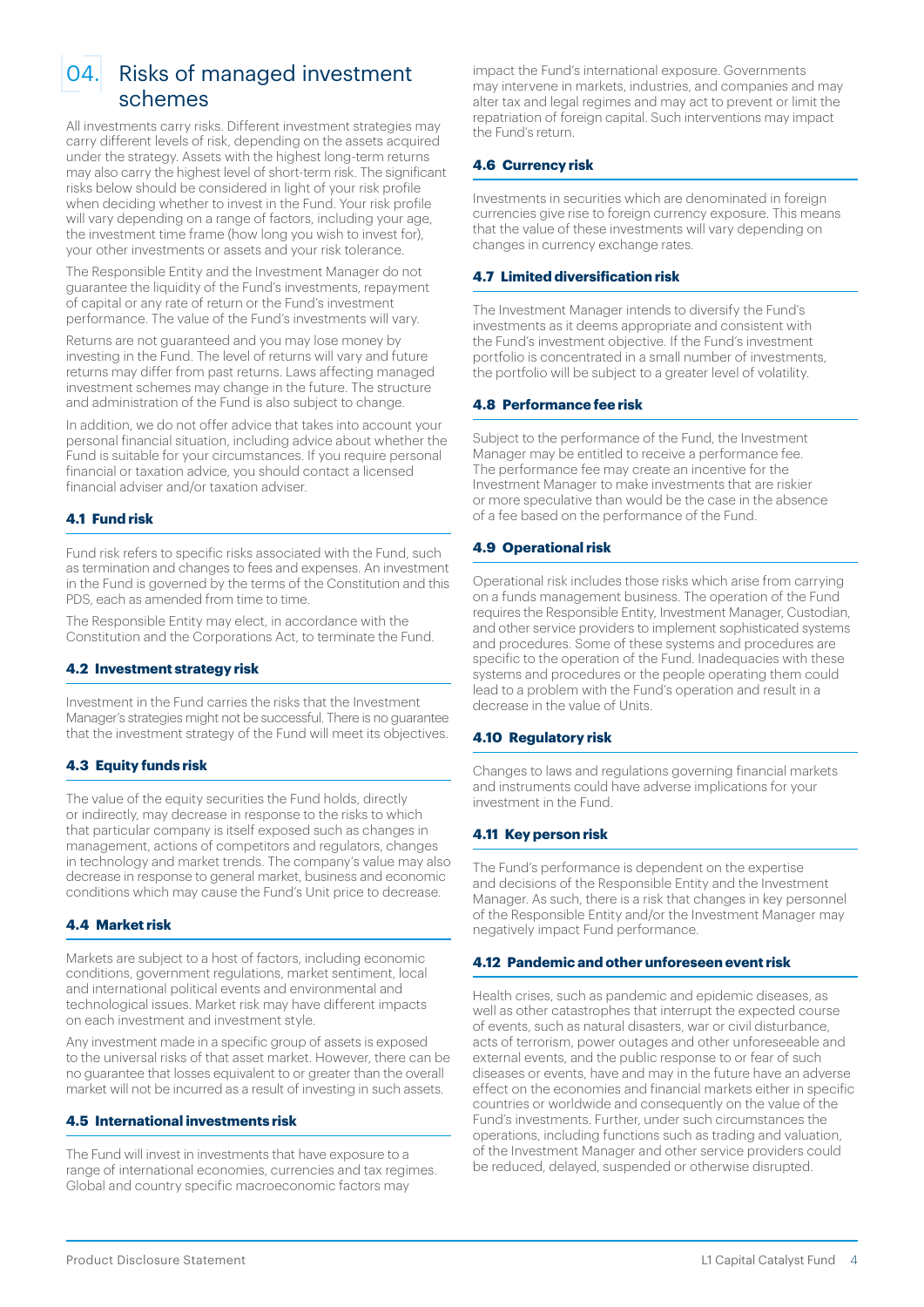# 04. Risks of managed investment schemes

All investments carry risks. Different investment strategies may carry different levels of risk, depending on the assets acquired under the strategy. Assets with the highest long-term returns may also carry the highest level of short-term risk. The significant risks below should be considered in light of your risk profile when deciding whether to invest in the Fund. Your risk profile will vary depending on a range of factors, including your age, the investment time frame (how long you wish to invest for), your other investments or assets and your risk tolerance.

The Responsible Entity and the Investment Manager do not guarantee the liquidity of the Fund's investments, repayment of capital or any rate of return or the Fund's investment performance. The value of the Fund's investments will vary.

Returns are not guaranteed and you may lose money by investing in the Fund. The level of returns will vary and future returns may differ from past returns. Laws affecting managed investment schemes may change in the future. The structure and administration of the Fund is also subject to change.

In addition, we do not offer advice that takes into account your personal financial situation, including advice about whether the Fund is suitable for your circumstances. If you require personal financial or taxation advice, you should contact a licensed financial adviser and/or taxation adviser.

### 4.1 Fund risk

Fund risk refers to specific risks associated with the Fund, such as termination and changes to fees and expenses. An investment in the Fund is governed by the terms of the Constitution and this PDS, each as amended from time to time.

The Responsible Entity may elect, in accordance with the Constitution and the Corporations Act, to terminate the Fund.

### 4.2 Investment strategy risk

Investment in the Fund carries the risks that the Investment Manager's strategies might not be successful. There is no guarantee that the investment strategy of the Fund will meet its objectives.

### 4.3 Equity funds risk

The value of the equity securities the Fund holds, directly or indirectly, may decrease in response to the risks to which that particular company is itself exposed such as changes in management, actions of competitors and regulators, changes in technology and market trends. The company's value may also decrease in response to general market, business and economic conditions which may cause the Fund's Unit price to decrease.

### 4.4 Market risk

Markets are subject to a host of factors, including economic conditions, government regulations, market sentiment, local and international political events and environmental and technological issues. Market risk may have different impacts on each investment and investment style.

Any investment made in a specific group of assets is exposed to the universal risks of that asset market. However, there can be no guarantee that losses equivalent to or greater than the overall market will not be incurred as a result of investing in such assets.

### 4.5 International investments risk

The Fund will invest in investments that have exposure to a range of international economies, currencies and tax regimes. Global and country specific macroeconomic factors may impact the Fund's international exposure. Governments may intervene in markets, industries, and companies and may alter tax and legal regimes and may act to prevent or limit the repatriation of foreign capital. Such interventions may impact the Fund's return.

### 4.6 Currency risk

Investments in securities which are denominated in foreign currencies give rise to foreign currency exposure. This means that the value of these investments will vary depending on changes in currency exchange rates.

### 4.7 Limited diversification risk

The Investment Manager intends to diversify the Fund's investments as it deems appropriate and consistent with the Fund's investment objective. If the Fund's investment portfolio is concentrated in a small number of investments, the portfolio will be subject to a greater level of volatility.

### 4.8 Performance fee risk

Subject to the performance of the Fund, the Investment Manager may be entitled to receive a performance fee. The performance fee may create an incentive for the Investment Manager to make investments that are riskier or more speculative than would be the case in the absence of a fee based on the performance of the Fund.

### 4.9 Operational risk

Operational risk includes those risks which arise from carrying on a funds management business. The operation of the Fund requires the Responsible Entity, Investment Manager, Custodian, and other service providers to implement sophisticated systems and procedures. Some of these systems and procedures are specific to the operation of the Fund. Inadequacies with these systems and procedures or the people operating them could lead to a problem with the Fund's operation and result in a decrease in the value of Units.

### 4.10 Regulatory risk

Changes to laws and regulations governing financial markets and instruments could have adverse implications for your investment in the Fund.

### 4.11 Key person risk

The Fund's performance is dependent on the expertise and decisions of the Responsible Entity and the Investment Manager. As such, there is a risk that changes in key personnel of the Responsible Entity and/or the Investment Manager may negatively impact Fund performance.

### 4.12 Pandemic and other unforeseen event risk

Health crises, such as pandemic and epidemic diseases, as well as other catastrophes that interrupt the expected course of events, such as natural disasters, war or civil disturbance, acts of terrorism, power outages and other unforeseeable and external events, and the public response to or fear of such diseases or events, have and may in the future have an adverse effect on the economies and financial markets either in specific countries or worldwide and consequently on the value of the Fund's investments. Further, under such circumstances the operations, including functions such as trading and valuation, of the Investment Manager and other service providers could be reduced, delayed, suspended or otherwise disrupted.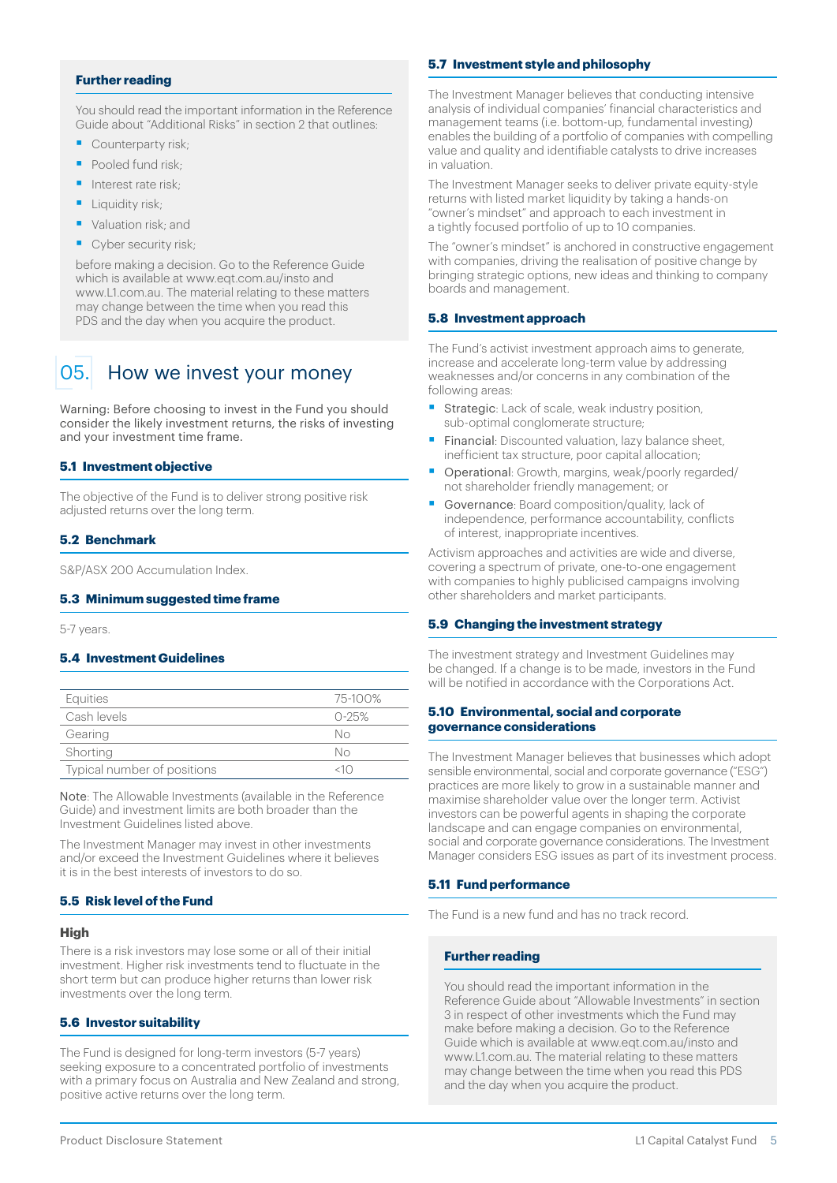### Further reading

You should read the important information in the Reference Guide about "Additional Risks" in section 2 that outlines:

- Counterparty risk;
- Pooled fund risk;
- Interest rate risk;
- Liquidity risk;
- Valuation risk; and
- Cyber security risk;

before making a decision. Go to the Reference Guide which is available at www.eqt.com.au/insto and www.L1.com.au. The material relating to these matters may change between the time when you read this PDS and the day when you acquire the product.

# 05. How we invest your money

Warning: Before choosing to invest in the Fund you should consider the likely investment returns, the risks of investing and your investment time frame.

### 5.1 Investment objective

The objective of the Fund is to deliver strong positive risk adjusted returns over the long term.

### 5.2 Benchmark

S&P/ASX 200 Accumulation Index.

### 5.3 Minimum suggested time frame

5-7 years.

### 5.4 Investment Guidelines

| | |
|---|---|
| Equities | 75-100% |
| Cash levels | 0-25% |
| Gearing | No |
| Shorting | No |
| Typical number of positions | <10 |

Note: The Allowable Investments (available in the Reference Guide) and investment limits are both broader than the Investment Guidelines listed above.

The Investment Manager may invest in other investments and/or exceed the Investment Guidelines where it believes it is in the best interests of investors to do so.

### 5.5 Risk level of the Fund

**High**

There is a risk investors may lose some or all of their initial investment. Higher risk investments tend to fluctuate in the short term but can produce higher returns than lower risk investments over the long term.

### 5.6 Investor suitability

The Fund is designed for long-term investors (5-7 years) seeking exposure to a concentrated portfolio of investments with a primary focus on Australia and New Zealand and strong, positive active returns over the long term.

### 5.7 Investment style and philosophy

The Investment Manager believes that conducting intensive analysis of individual companies' financial characteristics and management teams (i.e. bottom-up, fundamental investing) enables the building of a portfolio of companies with compelling value and quality and identifiable catalysts to drive increases in valuation.

The Investment Manager seeks to deliver private equity-style returns with listed market liquidity by taking a hands-on "owner's mindset" and approach to each investment in a tightly focused portfolio of up to 10 companies.

The "owner's mindset" is anchored in constructive engagement with companies, driving the realisation of positive change by bringing strategic options, new ideas and thinking to company boards and management.

### 5.8 Investment approach

The Fund's activist investment approach aims to generate, increase and accelerate long-term value by addressing weaknesses and/or concerns in any combination of the following areas:

- Strategic: Lack of scale, weak industry position, sub-optimal conglomerate structure;
- Financial: Discounted valuation, lazy balance sheet, inefficient tax structure, poor capital allocation;
- Operational: Growth, margins, weak/poorly regarded/not shareholder friendly management; or
- Governance: Board composition/quality, lack of independence, performance accountability, conflicts of interest, inappropriate incentives.

Activism approaches and activities are wide and diverse, covering a spectrum of private, one-to-one engagement with companies to highly publicised campaigns involving other shareholders and market participants.

### 5.9 Changing the investment strategy

The investment strategy and Investment Guidelines may be changed. If a change is to be made, investors in the Fund will be notified in accordance with the Corporations Act.

### 5.10 Environmental, social and corporate governance considerations

The Investment Manager believes that businesses which adopt sensible environmental, social and corporate governance ("ESG") practices are more likely to grow in a sustainable manner and maximise shareholder value over the longer term. Activist investors can be powerful agents in shaping the corporate landscape and can engage companies on environmental, social and corporate governance considerations. The Investment Manager considers ESG issues as part of its investment process.

### 5.11 Fund performance

The Fund is a new fund and has no track record.

### Further reading

You should read the important information in the Reference Guide about "Allowable Investments" in section 3 in respect of other investments which the Fund may make before making a decision. Go to the Reference Guide which is available at www.eqt.com.au/insto and www.L1.com.au. The material relating to these matters may change between the time when you read this PDS and the day when you acquire the product.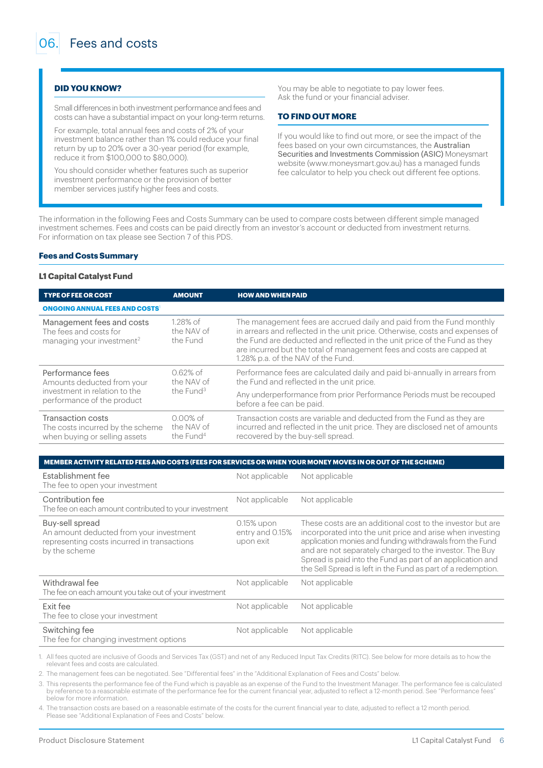# 06. Fees and costs

**DID YOU KNOW?**

Small differences in both investment performance and fees and costs can have a substantial impact on your long-term returns.

For example, total annual fees and costs of 2% of your investment balance rather than 1% could reduce your final return by up to 20% over a 30-year period (for example, reduce it from $100,000 to $80,000).

You should consider whether features such as superior investment performance or the provision of better member services justify higher fees and costs.

You may be able to negotiate to pay lower fees. Ask the fund or your financial adviser.

**TO FIND OUT MORE**

If you would like to find out more, or see the impact of the fees based on your own circumstances, the Australian Securities and Investments Commission (ASIC) Moneysmart website (www.moneysmart.gov.au) has a managed funds fee calculator to help you check out different fee options.

The information in the following Fees and Costs Summary can be used to compare costs between different simple managed investment schemes. Fees and costs can be paid directly from an investor's account or deducted from investment returns. For information on tax please see Section 7 of this PDS.

**Fees and Costs Summary**

**L1 Capital Catalyst Fund**

| TYPE OF FEE OR COST | AMOUNT | HOW AND WHEN PAID |
|---|---|---|
| **ONGOING ANNUAL FEES AND COSTS**[1] | | |
| Management fees and costs<br>The fees and costs for managing your investment[2] | 1.28% of the NAV of the Fund | The management fees are accrued daily and paid from the Fund monthly in arrears and reflected in the unit price. Otherwise, costs and expenses of the Fund are deducted and reflected in the unit price of the Fund as they are incurred but the total of management fees and costs are capped at 1.28% p.a. of the NAV of the Fund. |
| Performance fees<br>Amounts deducted from your investment in relation to the performance of the product | 0.62% of the NAV of the Fund[3] | Performance fees are calculated daily and paid bi-annually in arrears from the Fund and reflected in the unit price.<br>Any underperformance from prior Performance Periods must be recouped before a fee can be paid. |
| Transaction costs<br>The costs incurred by the scheme when buying or selling assets | 0.00% of the NAV of the Fund[4] | Transaction costs are variable and deducted from the Fund as they are incurred and reflected in the unit price. They are disclosed net of amounts recovered by the buy-sell spread. |

| MEMBER ACTIVITY RELATED FEES AND COSTS (FEES FOR SERVICES OR WHEN YOUR MONEY MOVES IN OR OUT OF THE SCHEME) | | |
|---|---|---|
| Establishment fee<br>The fee to open your investment | Not applicable | Not applicable |
| Contribution fee<br>The fee on each amount contributed to your investment | Not applicable | Not applicable |
| Buy-sell spread<br>An amount deducted from your investment representing costs incurred in transactions by the scheme | 0.15% upon entry and 0.15% upon exit | These costs are an additional cost to the investor but are incorporated into the unit price and arise when investing application monies and funding withdrawals from the Fund and are not separately charged to the investor. The Buy Spread is paid into the Fund as part of an application and the Sell Spread is left in the Fund as part of a redemption. |
| Withdrawal fee<br>The fee on each amount you take out of your investment | Not applicable | Not applicable |
| Exit fee<br>The fee to close your investment | Not applicable | Not applicable |
| Switching fee<br>The fee for changing investment options | Not applicable | Not applicable |

1. All fees quoted are inclusive of Goods and Services Tax (GST) and net of any Reduced Input Tax Credits (RITC). See below for more details as to how the relevant fees and costs are calculated.
2. The management fees can be negotiated. See "Differential fees" in the "Additional Explanation of Fees and Costs" below.
3. This represents the performance fee of the Fund which is payable as an expense of the Fund to the Investment Manager. The performance fee is calculated by reference to a reasonable estimate of the performance fee for the current financial year, adjusted to reflect a 12-month period. See "Performance fees" below for more information.
4. The transaction costs are based on a reasonable estimate of the costs for the current financial year to date, adjusted to reflect a 12 month period. Please see "Additional Explanation of Fees and Costs" below.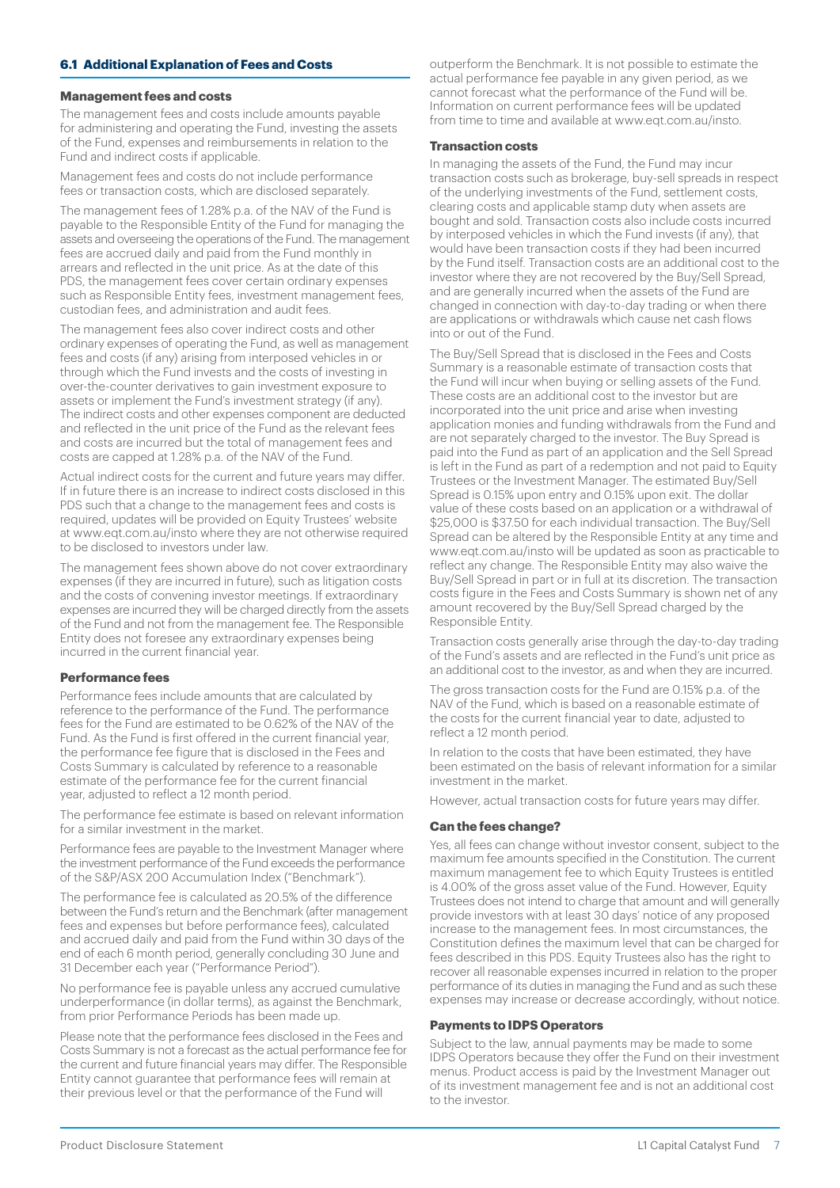## 6.1 Additional Explanation of Fees and Costs

### Management fees and costs

The management fees and costs include amounts payable for administering and operating the Fund, investing the assets of the Fund, expenses and reimbursements in relation to the Fund and indirect costs if applicable.

Management fees and costs do not include performance fees or transaction costs, which are disclosed separately.

The management fees of 1.28% p.a. of the NAV of the Fund is payable to the Responsible Entity of the Fund for managing the assets and overseeing the operations of the Fund. The management fees are accrued daily and paid from the Fund monthly in arrears and reflected in the unit price. As at the date of this PDS, the management fees cover certain ordinary expenses such as Responsible Entity fees, investment management fees, custodian fees, and administration and audit fees.

The management fees also cover indirect costs and other ordinary expenses of operating the Fund, as well as management fees and costs (if any) arising from interposed vehicles in or through which the Fund invests and the costs of investing in over-the-counter derivatives to gain investment exposure to assets or implement the Fund's investment strategy (if any). The indirect costs and other expenses component are deducted and reflected in the unit price of the Fund as the relevant fees and costs are incurred but the total of management fees and costs are capped at 1.28% p.a. of the NAV of the Fund.

Actual indirect costs for the current and future years may differ. If in future there is an increase to indirect costs disclosed in this PDS such that a change to the management fees and costs is required, updates will be provided on Equity Trustees' website at www.eqt.com.au/insto where they are not otherwise required to be disclosed to investors under law.

The management fees shown above do not cover extraordinary expenses (if they are incurred in future), such as litigation costs and the costs of convening investor meetings. If extraordinary expenses are incurred they will be charged directly from the assets of the Fund and not from the management fee. The Responsible Entity does not foresee any extraordinary expenses being incurred in the current financial year.

### Performance fees

Performance fees include amounts that are calculated by reference to the performance of the Fund. The performance fees for the Fund are estimated to be 0.62% of the NAV of the Fund. As the Fund is first offered in the current financial year, the performance fee figure that is disclosed in the Fees and Costs Summary is calculated by reference to a reasonable estimate of the performance fee for the current financial year, adjusted to reflect a 12 month period.

The performance fee estimate is based on relevant information for a similar investment in the market.

Performance fees are payable to the Investment Manager where the investment performance of the Fund exceeds the performance of the S&P/ASX 200 Accumulation Index ("Benchmark").

The performance fee is calculated as 20.5% of the difference between the Fund's return and the Benchmark (after management fees and expenses but before performance fees), calculated and accrued daily and paid from the Fund within 30 days of the end of each 6 month period, generally concluding 30 June and 31 December each year ("Performance Period").

No performance fee is payable unless any accrued cumulative underperformance (in dollar terms), as against the Benchmark, from prior Performance Periods has been made up.

Please note that the performance fees disclosed in the Fees and Costs Summary is not a forecast as the actual performance fee for the current and future financial years may differ. The Responsible Entity cannot guarantee that performance fees will remain at their previous level or that the performance of the Fund will outperform the Benchmark. It is not possible to estimate the actual performance fee payable in any given period, as we cannot forecast what the performance of the Fund will be. Information on current performance fees will be updated from time to time and available at www.eqt.com.au/insto.

### Transaction costs

In managing the assets of the Fund, the Fund may incur transaction costs such as brokerage, buy-sell spreads in respect of the underlying investments of the Fund, settlement costs, clearing costs and applicable stamp duty when assets are bought and sold. Transaction costs also include costs incurred by interposed vehicles in which the Fund invests (if any), that would have been transaction costs if they had been incurred by the Fund itself. Transaction costs are an additional cost to the investor where they are not recovered by the Buy/Sell Spread, and are generally incurred when the assets of the Fund are changed in connection with day-to-day trading or when there are applications or withdrawals which cause net cash flows into or out of the Fund.

The Buy/Sell Spread that is disclosed in the Fees and Costs Summary is a reasonable estimate of transaction costs that the Fund will incur when buying or selling assets of the Fund. These costs are an additional cost to the investor but are incorporated into the unit price and arise when investing application monies and funding withdrawals from the Fund and are not separately charged to the investor. The Buy Spread is paid into the Fund as part of an application and the Sell Spread is left in the Fund as part of a redemption and not paid to Equity Trustees or the Investment Manager. The estimated Buy/Sell Spread is 0.15% upon entry and 0.15% upon exit. The dollar value of these costs based on an application or a withdrawal of $25,000 is $37.50 for each individual transaction. The Buy/Sell Spread can be altered by the Responsible Entity at any time and www.eqt.com.au/insto will be updated as soon as practicable to reflect any change. The Responsible Entity may also waive the Buy/Sell Spread in part or in full at its discretion. The transaction costs figure in the Fees and Costs Summary is shown net of any amount recovered by the Buy/Sell Spread charged by the Responsible Entity.

Transaction costs generally arise through the day-to-day trading of the Fund's assets and are reflected in the Fund's unit price as an additional cost to the investor, as and when they are incurred.

The gross transaction costs for the Fund are 0.15% p.a. of the NAV of the Fund, which is based on a reasonable estimate of the costs for the current financial year to date, adjusted to reflect a 12 month period.

In relation to the costs that have been estimated, they have been estimated on the basis of relevant information for a similar investment in the market.

However, actual transaction costs for future years may differ.

### Can the fees change?

Yes, all fees can change without investor consent, subject to the maximum fee amounts specified in the Constitution. The current maximum management fee to which Equity Trustees is entitled is 4.00% of the gross asset value of the Fund. However, Equity Trustees does not intend to charge that amount and will generally provide investors with at least 30 days' notice of any proposed increase to the management fees. In most circumstances, the Constitution defines the maximum level that can be charged for fees described in this PDS. Equity Trustees also has the right to recover all reasonable expenses incurred in relation to the proper performance of its duties in managing the Fund and as such these expenses may increase or decrease accordingly, without notice.

### Payments to IDPS Operators

Subject to the law, annual payments may be made to some IDPS Operators because they offer the Fund on their investment menus. Product access is paid by the Investment Manager out of its investment management fee and is not an additional cost to the investor.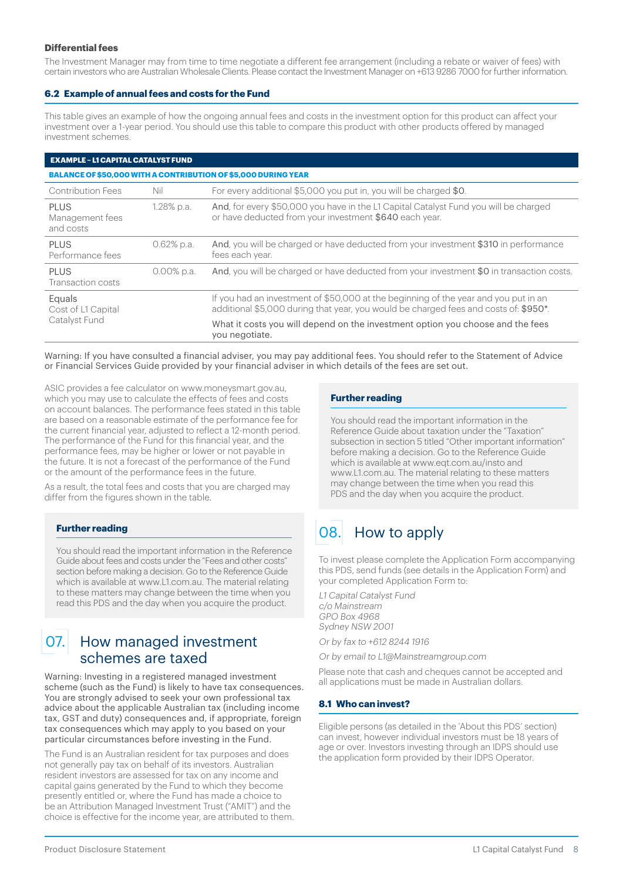### Differential fees

The Investment Manager may from time to time negotiate a different fee arrangement (including a rebate or waiver of fees) with certain investors who are Australian Wholesale Clients. Please contact the Investment Manager on +613 9286 7000 for further information.

### 6.2 Example of annual fees and costs for the Fund

This table gives an example of how the ongoing annual fees and costs in the investment option for this product can affect your investment over a 1-year period. You should use this table to compare this product with other products offered by managed investment schemes.

| EXAMPLE – L1 CAPITAL CATALYST FUND | | |
|---|---|---|
| **BALANCE OF $50,000 WITH A CONTRIBUTION OF $5,000 DURING YEAR** | | |
| Contribution Fees | Nil | For every additional $5,000 you put in, you will be charged $0. |
| PLUS Management fees and costs | 1.28% p.a. | And, for every $50,000 you have in the L1 Capital Catalyst Fund you will be charged or have deducted from your investment $640 each year. |
| PLUS Performance fees | 0.62% p.a. | And, you will be charged or have deducted from your investment $310 in performance fees each year. |
| PLUS Transaction costs | 0.00% p.a. | And, you will be charged or have deducted from your investment $0 in transaction costs. |
| Equals Cost of L1 Capital Catalyst Fund | | If you had an investment of $50,000 at the beginning of the year and you put in an additional $5,000 during that year, you would be charged fees and costs of: $950*. What it costs you will depend on the investment option you choose and the fees you negotiate. |

Warning: If you have consulted a financial adviser, you may pay additional fees. You should refer to the Statement of Advice or Financial Services Guide provided by your financial adviser in which details of the fees are set out.

ASIC provides a fee calculator on www.moneysmart.gov.au, which you may use to calculate the effects of fees and costs on account balances. The performance fees stated in this table are based on a reasonable estimate of the performance fee for the current financial year, adjusted to reflect a 12-month period. The performance of the Fund for this financial year, and the performance fees, may be higher or lower or not payable in the future. It is not a forecast of the performance of the Fund or the amount of the performance fees in the future.

As a result, the total fees and costs that you are charged may differ from the figures shown in the table.

#### Further reading

You should read the important information in the Reference Guide about fees and costs under the "Fees and other costs" section before making a decision. Go to the Reference Guide which is available at www.L1.com.au. The material relating to these matters may change between the time when you read this PDS and the day when you acquire the product.

## 07. How managed investment schemes are taxed

Warning: Investing in a registered managed investment scheme (such as the Fund) is likely to have tax consequences. You are strongly advised to seek your own professional tax advice about the applicable Australian tax (including income tax, GST and duty) consequences and, if appropriate, foreign tax consequences which may apply to you based on your particular circumstances before investing in the Fund.

The Fund is an Australian resident for tax purposes and does not generally pay tax on behalf of its investors. Australian resident investors are assessed for tax on any income and capital gains generated by the Fund to which they become presently entitled or, where the Fund has made a choice to be an Attribution Managed Investment Trust ("AMIT") and the choice is effective for the income year, are attributed to them.

#### Further reading

You should read the important information in the Reference Guide about taxation under the "Taxation" subsection in section 5 titled "Other important information" before making a decision. Go to the Reference Guide which is available at www.eqt.com.au/insto and www.L1.com.au. The material relating to these matters may change between the time when you read this PDS and the day when you acquire the product.

## 08. How to apply

To invest please complete the Application Form accompanying this PDS, send funds (see details in the Application Form) and your completed Application Form to:

*L1 Capital Catalyst Fund*
*c/o Mainstream*
*GPO Box 4968*
*Sydney NSW 2001*

*Or by fax to +612 8244 1916*

*Or by email to L1@Mainstreamgroup.com*

Please note that cash and cheques cannot be accepted and all applications must be made in Australian dollars.

### 8.1 Who can invest?

Eligible persons (as detailed in the 'About this PDS' section) can invest, however individual investors must be 18 years of age or over. Investors investing through an IDPS should use the application form provided by their IDPS Operator.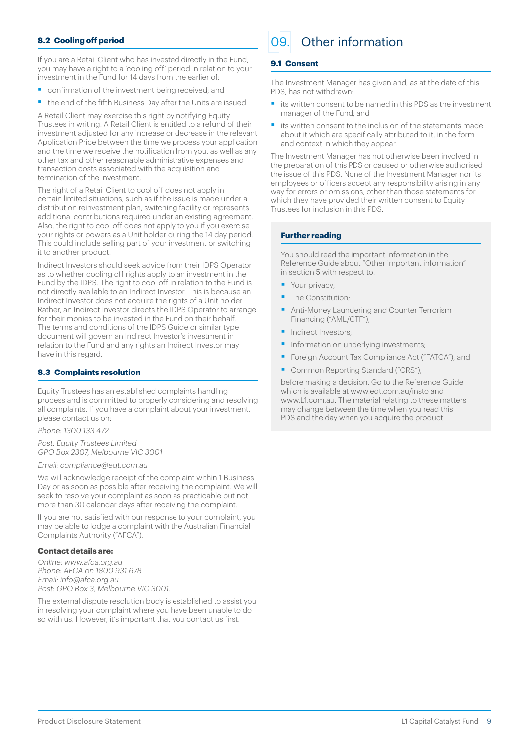### 8.2 Cooling off period

If you are a Retail Client who has invested directly in the Fund, you may have a right to a 'cooling off' period in relation to your investment in the Fund for 14 days from the earlier of:

- confirmation of the investment being received; and
- the end of the fifth Business Day after the Units are issued.

A Retail Client may exercise this right by notifying Equity Trustees in writing. A Retail Client is entitled to a refund of their investment adjusted for any increase or decrease in the relevant Application Price between the time we process your application and the time we receive the notification from you, as well as any other tax and other reasonable administrative expenses and transaction costs associated with the acquisition and termination of the investment.

The right of a Retail Client to cool off does not apply in certain limited situations, such as if the issue is made under a distribution reinvestment plan, switching facility or represents additional contributions required under an existing agreement. Also, the right to cool off does not apply to you if you exercise your rights or powers as a Unit holder during the 14 day period. This could include selling part of your investment or switching it to another product.

Indirect Investors should seek advice from their IDPS Operator as to whether cooling off rights apply to an investment in the Fund by the IDPS. The right to cool off in relation to the Fund is not directly available to an Indirect Investor. This is because an Indirect Investor does not acquire the rights of a Unit holder. Rather, an Indirect Investor directs the IDPS Operator to arrange for their monies to be invested in the Fund on their behalf. The terms and conditions of the IDPS Guide or similar type document will govern an Indirect Investor's investment in relation to the Fund and any rights an Indirect Investor may have in this regard.

### 8.3 Complaints resolution

Equity Trustees has an established complaints handling process and is committed to properly considering and resolving all complaints. If you have a complaint about your investment, please contact us on:

*Phone: 1300 133 472*

*Post: Equity Trustees Limited*
*GPO Box 2307, Melbourne VIC 3001*

*Email: compliance@eqt.com.au*

We will acknowledge receipt of the complaint within 1 Business Day or as soon as possible after receiving the complaint. We will seek to resolve your complaint as soon as practicable but not more than 30 calendar days after receiving the complaint.

If you are not satisfied with our response to your complaint, you may be able to lodge a complaint with the Australian Financial Complaints Authority ("AFCA").

**Contact details are:**

*Online: www.afca.org.au*
*Phone: AFCA on 1800 931 678*
*Email: info@afca.org.au*
*Post: GPO Box 3, Melbourne VIC 3001.*

The external dispute resolution body is established to assist you in resolving your complaint where you have been unable to do so with us. However, it's important that you contact us first.

# 09. Other information

### 9.1 Consent

The Investment Manager has given and, as at the date of this PDS, has not withdrawn:

- its written consent to be named in this PDS as the investment manager of the Fund; and
- its written consent to the inclusion of the statements made about it which are specifically attributed to it, in the form and context in which they appear.

The Investment Manager has not otherwise been involved in the preparation of this PDS or caused or otherwise authorised the issue of this PDS. None of the Investment Manager nor its employees or officers accept any responsibility arising in any way for errors or omissions, other than those statements for which they have provided their written consent to Equity Trustees for inclusion in this PDS.

#### Further reading

You should read the important information in the Reference Guide about "Other important information" in section 5 with respect to:

- Your privacy;
- The Constitution;
- Anti-Money Laundering and Counter Terrorism Financing ("AML/CTF");
- Indirect Investors;
- Information on underlying investments;
- Foreign Account Tax Compliance Act ("FATCA"); and
- Common Reporting Standard ("CRS");

before making a decision. Go to the Reference Guide which is available at www.eqt.com.au/insto and www.L1.com.au. The material relating to these matters may change between the time when you read this PDS and the day when you acquire the product.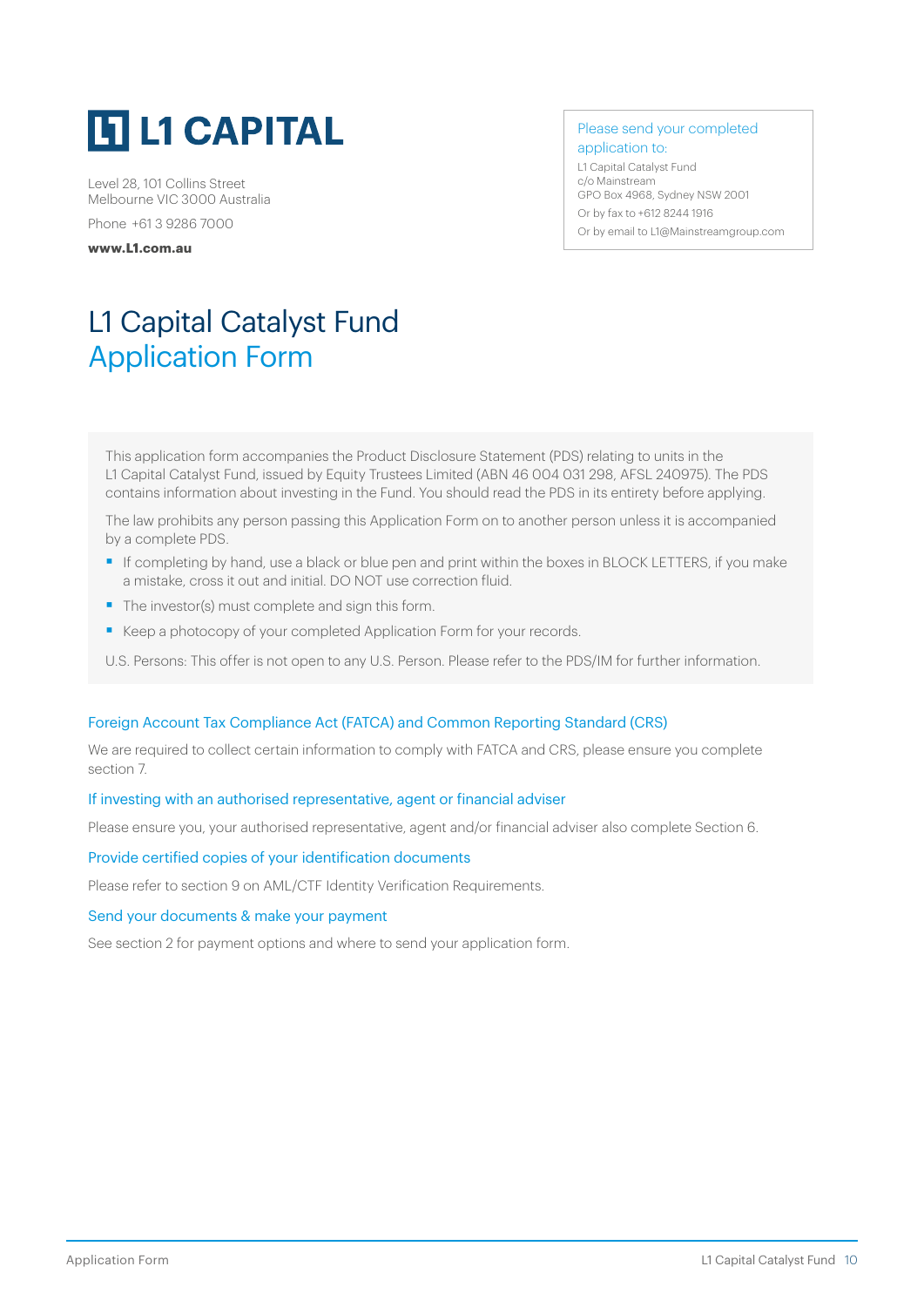# L1 CAPITAL

Level 28, 101 Collins Street
Melbourne VIC 3000 Australia

Phone +61 3 9286 7000

**www.L1.com.au**

Please send your completed application to:

L1 Capital Catalyst Fund
c/o Mainstream
GPO Box 4968, Sydney NSW 2001

Or by fax to +612 8244 1916

Or by email to L1@Mainstreamgroup.com

# L1 Capital Catalyst Fund Application Form

This application form accompanies the Product Disclosure Statement (PDS) relating to units in the L1 Capital Catalyst Fund, issued by Equity Trustees Limited (ABN 46 004 031 298, AFSL 240975). The PDS contains information about investing in the Fund. You should read the PDS in its entirety before applying.

The law prohibits any person passing this Application Form on to another person unless it is accompanied by a complete PDS.

- If completing by hand, use a black or blue pen and print within the boxes in BLOCK LETTERS, if you make a mistake, cross it out and initial. DO NOT use correction fluid.
- The investor(s) must complete and sign this form.
- Keep a photocopy of your completed Application Form for your records.

U.S. Persons: This offer is not open to any U.S. Person. Please refer to the PDS/IM for further information.

### Foreign Account Tax Compliance Act (FATCA) and Common Reporting Standard (CRS)

We are required to collect certain information to comply with FATCA and CRS, please ensure you complete section 7.

### If investing with an authorised representative, agent or financial adviser

Please ensure you, your authorised representative, agent and/or financial adviser also complete Section 6.

### Provide certified copies of your identification documents

Please refer to section 9 on AML/CTF Identity Verification Requirements.

### Send your documents & make your payment

See section 2 for payment options and where to send your application form.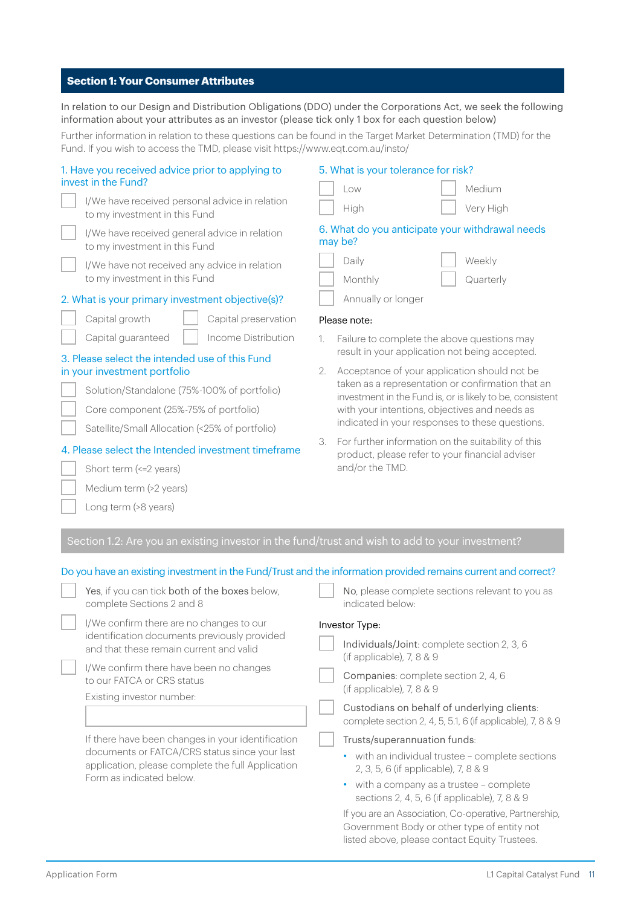## Section 1: Your Consumer Attributes

In relation to our Design and Distribution Obligations (DDO) under the Corporations Act, we seek the following information about your attributes as an investor (please tick only 1 box for each question below)

Further information in relation to these questions can be found in the Target Market Determination (TMD) for the Fund. If you wish to access the TMD, please visit https://www.eqt.com.au/insto/

**1. Have you received advice prior to applying to invest in the Fund?**

- ☐ I/We have received personal advice in relation to my investment in this Fund
- ☐ I/We have received general advice in relation to my investment in this Fund
- ☐ I/We have not received any advice in relation to my investment in this Fund

**2. What is your primary investment objective(s)?**

- ☐ Capital growth
- ☐ Capital preservation
- ☐ Capital guaranteed
- ☐ Income Distribution

**3. Please select the intended use of this Fund in your investment portfolio**

- ☐ Solution/Standalone (75%-100% of portfolio)
- ☐ Core component (25%-75% of portfolio)
- ☐ Satellite/Small Allocation (<25% of portfolio)

**4. Please select the Intended investment timeframe**

- ☐ Short term (<=2 years)
- ☐ Medium term (>2 years)
- ☐ Long term (>8 years)

**5. What is your tolerance for risk?**

- ☐ Low
- ☐ Medium
- ☐ High
- ☐ Very High

**6. What do you anticipate your withdrawal needs may be?**

- ☐ Daily
- ☐ Weekly
- ☐ Monthly
- ☐ Quarterly
- ☐ Annually or longer

Please note:

1. Failure to complete the above questions may result in your application not being accepted.
2. Acceptance of your application should not be taken as a representation or confirmation that an investment in the Fund is, or is likely to be, consistent with your intentions, objectives and needs as indicated in your responses to these questions.
3. For further information on the suitability of this product, please refer to your financial adviser and/or the TMD.

## Section 1.2: Are you an existing investor in the fund/trust and wish to add to your investment?

**Do you have an existing investment in the Fund/Trust and the information provided remains current and correct?**

- ☐ **Yes**, if you can tick **both of the boxes** below, complete Sections 2 and 8
- ☐ I/We confirm there are no changes to our identification documents previously provided and that these remain current and valid
- ☐ I/We confirm there have been no changes to our FATCA or CRS status

Existing investor number: ____________________

If there have been changes in your identification documents or FATCA/CRS status since your last application, please complete the full Application Form as indicated below.

- ☐ **No**, please complete sections relevant to you as indicated below:

Investor Type:

- ☐ **Individuals/Joint**: complete section 2, 3, 6 (if applicable), 7, 8 & 9
- ☐ **Companies**: complete section 2, 4, 6 (if applicable), 7, 8 & 9
- ☐ **Custodians on behalf of underlying clients**: complete section 2, 4, 5, 5.1, 6 (if applicable), 7, 8 & 9
- ☐ **Trusts/superannuation funds**:
  - with an individual trustee – complete sections 2, 3, 5, 6 (if applicable), 7, 8 & 9
  - with a company as a trustee – complete sections 2, 4, 5, 6 (if applicable), 7, 8 & 9

If you are an Association, Co-operative, Partnership, Government Body or other type of entity not listed above, please contact Equity Trustees.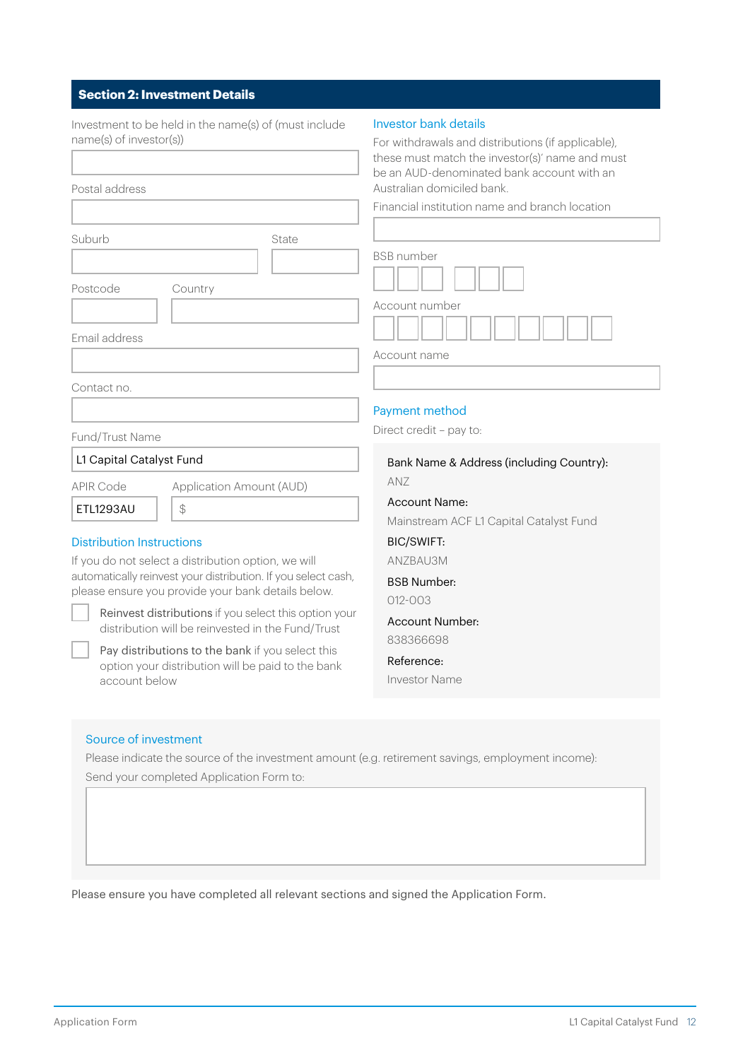## Section 2: Investment Details

Investment to be held in the name(s) of (must include name(s) of investor(s))

Postal address

Suburb

State

Postcode

Country

Email address

Contact no.

Fund/Trust Name

L1 Capital Catalyst Fund

APIR Code

ETL1293AU

Application Amount (AUD)

$

### Distribution Instructions

If you do not select a distribution option, we will automatically reinvest your distribution. If you select cash, please ensure you provide your bank details below.

☐ **Reinvest distributions** if you select this option your distribution will be reinvested in the Fund/Trust

☐ **Pay distributions to the bank** if you select this option your distribution will be paid to the bank account below

### Investor bank details

For withdrawals and distributions (if applicable), these must match the investor(s)' name and must be an AUD-denominated bank account with an Australian domiciled bank.

Financial institution name and branch location

BSB number

Account number

Account name

### Payment method

Direct credit – pay to:

**Bank Name & Address (including Country):**
ANZ

**Account Name:**
Mainstream ACF L1 Capital Catalyst Fund

**BIC/SWIFT:**
ANZBAU3M

**BSB Number:**
012-003

**Account Number:**
838366698

**Reference:**
Investor Name

### Source of investment

Please indicate the source of the investment amount (e.g. retirement savings, employment income):

Send your completed Application Form to:

Please ensure you have completed all relevant sections and signed the Application Form.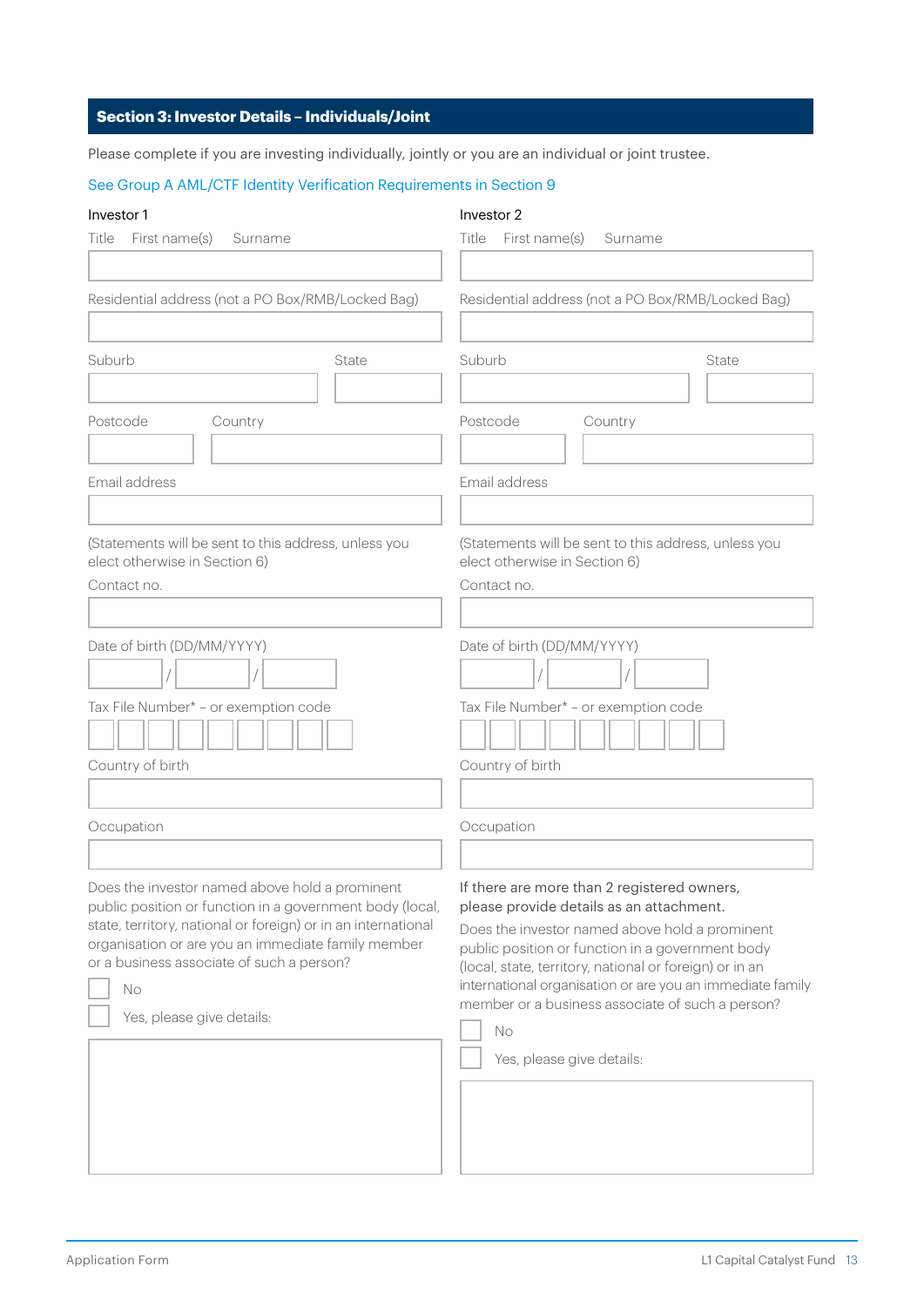## Section 3: Investor Details – Individuals/Joint

Please complete if you are investing individually, jointly or you are an individual or joint trustee.

See Group A AML/CTF Identity Verification Requirements in Section 9

**Investor 1**

Title First name(s) Surname

Residential address (not a PO Box/RMB/Locked Bag)

Suburb State

Postcode Country

Email address

(Statements will be sent to this address, unless you elect otherwise in Section 6)

Contact no.

Date of birth (DD/MM/YYYY)

/ /

Tax File Number* – or exemption code

Country of birth

Occupation

Does the investor named above hold a prominent public position or function in a government body (local, state, territory, national or foreign) or in an international organisation or are you an immediate family member or a business associate of such a person?

- [ ] No
- [ ] Yes, please give details:

**Investor 2**

Title First name(s) Surname

Residential address (not a PO Box/RMB/Locked Bag)

Suburb State

Postcode Country

Email address

(Statements will be sent to this address, unless you elect otherwise in Section 6)

Contact no.

Date of birth (DD/MM/YYYY)

/ /

Tax File Number* – or exemption code

Country of birth

Occupation

If there are more than 2 registered owners, please provide details as an attachment.

Does the investor named above hold a prominent public position or function in a government body (local, state, territory, national or foreign) or in an international organisation or are you an immediate family member or a business associate of such a person?

- [ ] No
- [ ] Yes, please give details: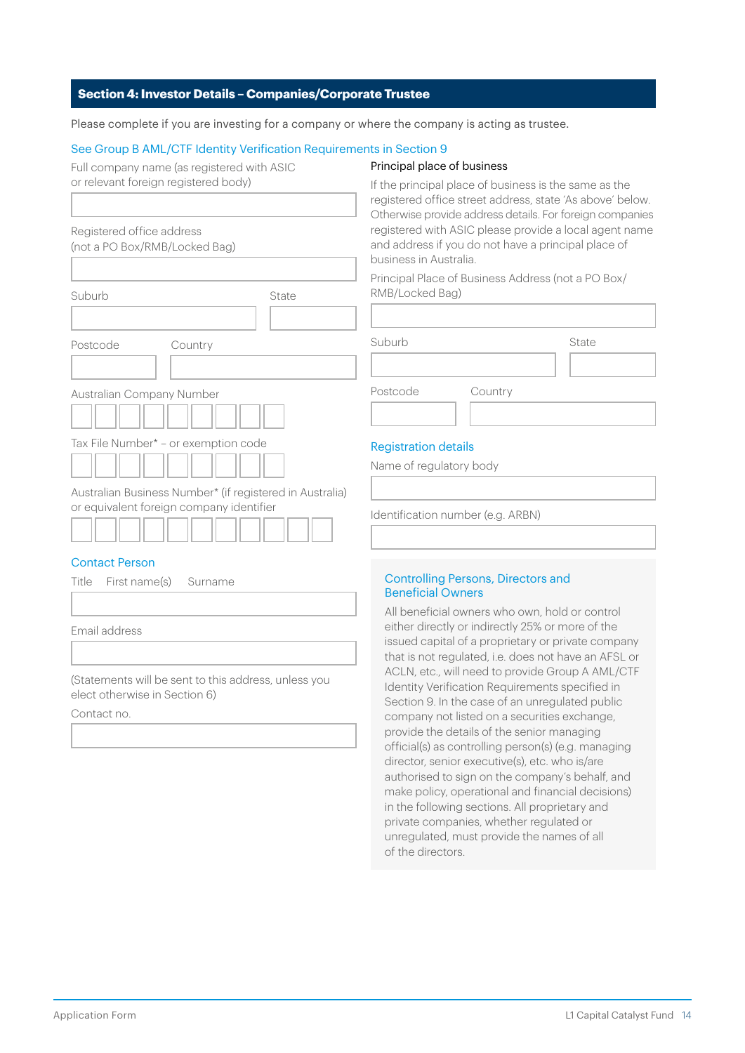## Section 4: Investor Details – Companies/Corporate Trustee

Please complete if you are investing for a company or where the company is acting as trustee.

See Group B AML/CTF Identity Verification Requirements in Section 9

Full company name (as registered with ASIC or relevant foreign registered body)

Registered office address (not a PO Box/RMB/Locked Bag)

Suburb

State

Postcode

Country

Australian Company Number

Tax File Number* – or exemption code

Australian Business Number* (if registered in Australia) or equivalent foreign company identifier

### Contact Person

Title First name(s) Surname

Email address

(Statements will be sent to this address, unless you elect otherwise in Section 6)

Contact no.

Principal place of business

If the principal place of business is the same as the registered office street address, state 'As above' below. Otherwise provide address details. For foreign companies registered with ASIC please provide a local agent name and address if you do not have a principal place of business in Australia.

Principal Place of Business Address (not a PO Box/ RMB/Locked Bag)

Suburb

State

Postcode

Country

### Registration details

Name of regulatory body

Identification number (e.g. ARBN)

### Controlling Persons, Directors and Beneficial Owners

All beneficial owners who own, hold or control either directly or indirectly 25% or more of the issued capital of a proprietary or private company that is not regulated, i.e. does not have an AFSL or ACLN, etc., will need to provide Group A AML/CTF Identity Verification Requirements specified in Section 9. In the case of an unregulated public company not listed on a securities exchange, provide the details of the senior managing official(s) as controlling person(s) (e.g. managing director, senior executive(s), etc. who is/are authorised to sign on the company's behalf, and make policy, operational and financial decisions) in the following sections. All proprietary and private companies, whether regulated or unregulated, must provide the names of all of the directors.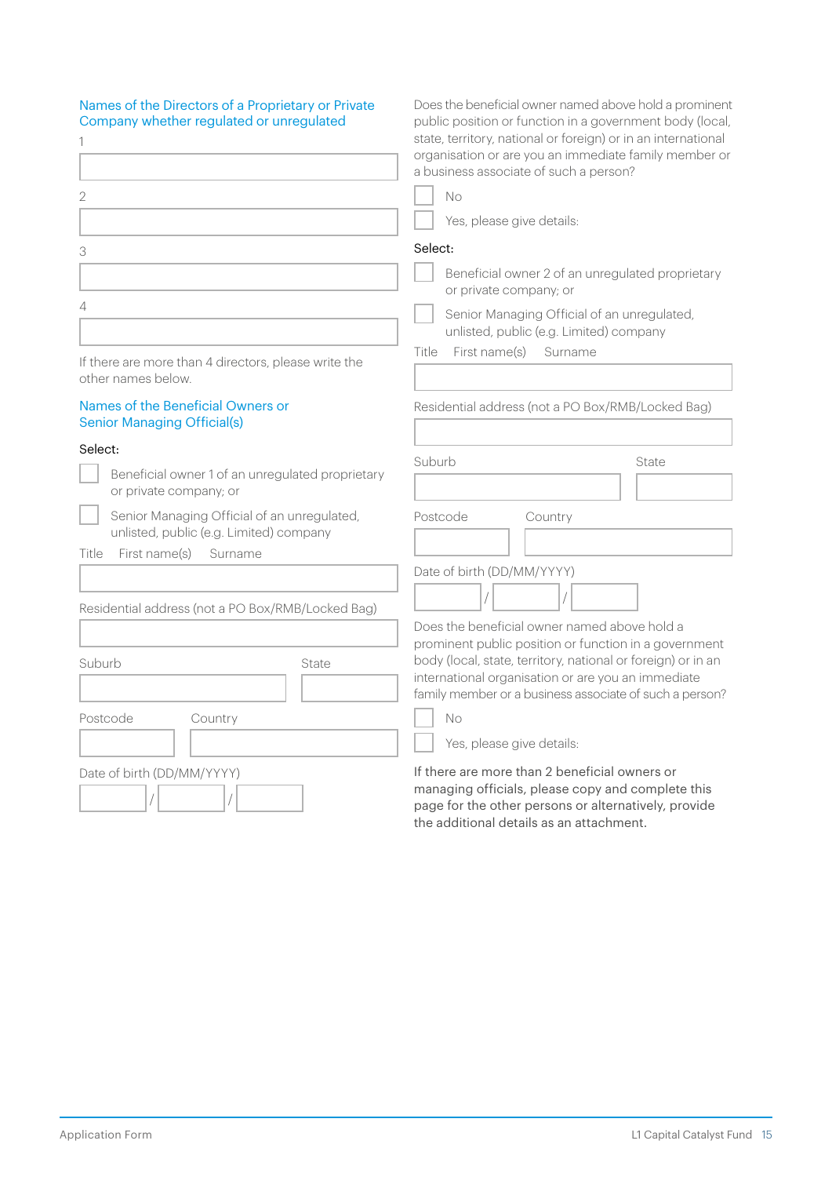## Names of the Directors of a Proprietary or Private Company whether regulated or unregulated

1

2

3

4

If there are more than 4 directors, please write the other names below.

## Names of the Beneficial Owners or Senior Managing Official(s)

Select:

☐ Beneficial owner 1 of an unregulated proprietary or private company; or

☐ Senior Managing Official of an unregulated, unlisted, public (e.g. Limited) company

Title First name(s) Surname

Residential address (not a PO Box/RMB/Locked Bag)

Suburb State

Postcode Country

Date of birth (DD/MM/YYYY)

/ /

Does the beneficial owner named above hold a prominent public position or function in a government body (local, state, territory, national or foreign) or in an international organisation or are you an immediate family member or a business associate of such a person?

☐ No

☐ Yes, please give details:

Select:

☐ Beneficial owner 2 of an unregulated proprietary or private company; or

☐ Senior Managing Official of an unregulated, unlisted, public (e.g. Limited) company

Title First name(s) Surname

Residential address (not a PO Box/RMB/Locked Bag)

Suburb State

Postcode Country

Date of birth (DD/MM/YYYY)

/ /

Does the beneficial owner named above hold a prominent public position or function in a government body (local, state, territory, national or foreign) or in an international organisation or are you an immediate family member or a business associate of such a person?

☐ No

☐ Yes, please give details:

If there are more than 2 beneficial owners or managing officials, please copy and complete this page for the other persons or alternatively, provide the additional details as an attachment.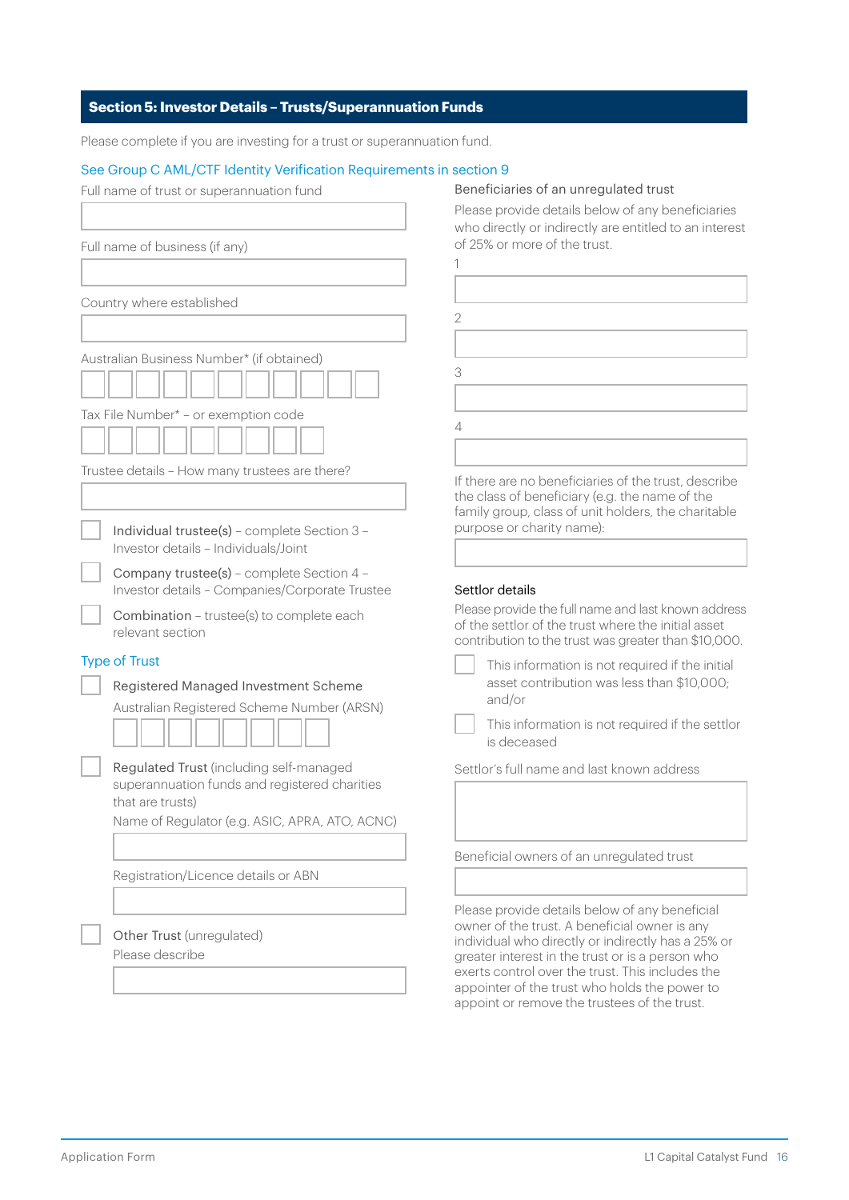## Section 5: Investor Details – Trusts/Superannuation Funds

Please complete if you are investing for a trust or superannuation fund.

See Group C AML/CTF Identity Verification Requirements in section 9

Full name of trust or superannuation fund

Full name of business (if any)

Country where established

Australian Business Number* (if obtained)

Tax File Number* – or exemption code

Trustee details – How many trustees are there?

- ☐ **Individual trustee(s)** – complete Section 3 – Investor details – Individuals/Joint
- ☐ **Company trustee(s)** – complete Section 4 – Investor details – Companies/Corporate Trustee
- ☐ **Combination** – trustee(s) to complete each relevant section

### Type of Trust

- ☐ **Registered Managed Investment Scheme**

  Australian Registered Scheme Number (ARSN)

- ☐ **Regulated Trust** (including self-managed superannuation funds and registered charities that are trusts)

  Name of Regulator (e.g. ASIC, APRA, ATO, ACNC)

  Registration/Licence details or ABN

- ☐ **Other Trust** (unregulated)

  Please describe

### Beneficiaries of an unregulated trust

Please provide details below of any beneficiaries who directly or indirectly are entitled to an interest of 25% or more of the trust.

1

2

3

4

If there are no beneficiaries of the trust, describe the class of beneficiary (e.g. the name of the family group, class of unit holders, the charitable purpose or charity name):

### Settlor details

Please provide the full name and last known address of the settlor of the trust where the initial asset contribution to the trust was greater than $10,000.

- ☐ This information is not required if the initial asset contribution was less than $10,000; and/or
- ☐ This information is not required if the settlor is deceased

Settlor's full name and last known address

### Beneficial owners of an unregulated trust

Please provide details below of any beneficial owner of the trust. A beneficial owner is any individual who directly or indirectly has a 25% or greater interest in the trust or is a person who exerts control over the trust. This includes the appointer of the trust who holds the power to appoint or remove the trustees of the trust.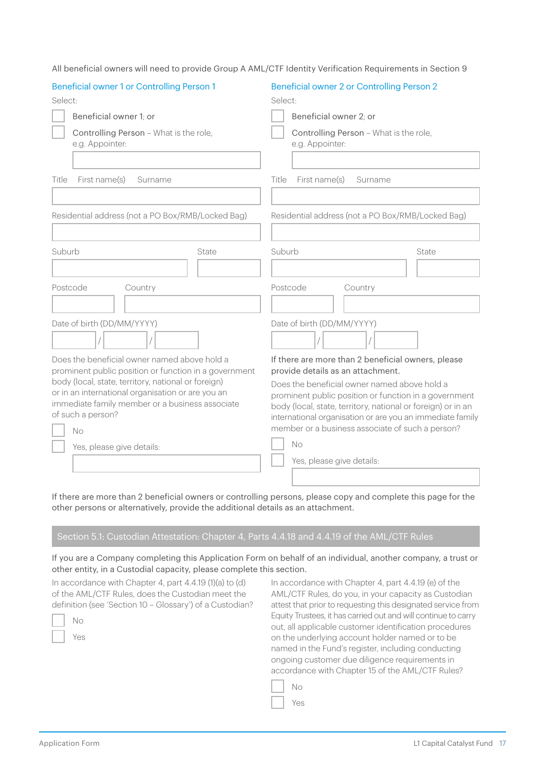All beneficial owners will need to provide Group A AML/CTF Identity Verification Requirements in Section 9

## Beneficial owner 1 or Controlling Person 1

Select:

☐ Beneficial owner 1; or

☐ Controlling Person – What is the role, e.g. Appointer:

Title First name(s) Surname

Residential address (not a PO Box/RMB/Locked Bag)

Suburb State

Postcode Country

Date of birth (DD/MM/YYYY)

/ /

Does the beneficial owner named above hold a prominent public position or function in a government body (local, state, territory, national or foreign) or in an international organisation or are you an immediate family member or a business associate of such a person?

☐ No

☐ Yes, please give details:

## Beneficial owner 2 or Controlling Person 2

Select:

☐ Beneficial owner 2; or

☐ Controlling Person – What is the role, e.g. Appointer:

Title First name(s) Surname

Residential address (not a PO Box/RMB/Locked Bag)

Suburb State

Postcode Country

Date of birth (DD/MM/YYYY)

/ /

If there are more than 2 beneficial owners, please provide details as an attachment.

Does the beneficial owner named above hold a prominent public position or function in a government body (local, state, territory, national or foreign) or in an international organisation or are you an immediate family member or a business associate of such a person?

☐ No

☐ Yes, please give details:

If there are more than 2 beneficial owners or controlling persons, please copy and complete this page for the other persons or alternatively, provide the additional details as an attachment.

## Section 5.1: Custodian Attestation: Chapter 4, Parts 4.4.18 and 4.4.19 of the AML/CTF Rules

If you are a Company completing this Application Form on behalf of an individual, another company, a trust or other entity, in a Custodial capacity, please complete this section.

In accordance with Chapter 4, part 4.4.19 (1)(a) to (d) of the AML/CTF Rules, does the Custodian meet the definition (see 'Section 10 – Glossary') of a Custodian?

☐ No

☐ Yes

In accordance with Chapter 4, part 4.4.19 (e) of the AML/CTF Rules, do you, in your capacity as Custodian attest that prior to requesting this designated service from Equity Trustees, it has carried out and will continue to carry out, all applicable customer identification procedures on the underlying account holder named or to be named in the Fund's register, including conducting ongoing customer due diligence requirements in accordance with Chapter 15 of the AML/CTF Rules?

☐ No

☐ Yes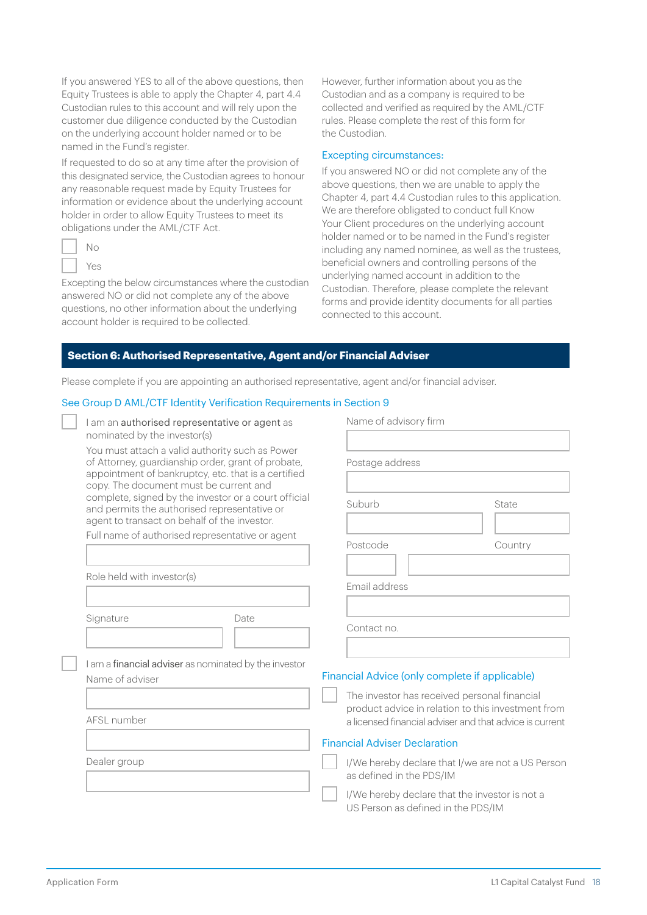If you answered YES to all of the above questions, then Equity Trustees is able to apply the Chapter 4, part 4.4 Custodian rules to this account and will rely upon the customer due diligence conducted by the Custodian on the underlying account holder named or to be named in the Fund's register.

If requested to do so at any time after the provision of this designated service, the Custodian agrees to honour any reasonable request made by Equity Trustees for information or evidence about the underlying account holder in order to allow Equity Trustees to meet its obligations under the AML/CTF Act.

☐ No

☐ Yes

Excepting the below circumstances where the custodian answered NO or did not complete any of the above questions, no other information about the underlying account holder is required to be collected.

However, further information about you as the Custodian and as a company is required to be collected and verified as required by the AML/CTF rules. Please complete the rest of this form for the Custodian.

### Excepting circumstances:

If you answered NO or did not complete any of the above questions, then we are unable to apply the Chapter 4, part 4.4 Custodian rules to this application. We are therefore obligated to conduct full Know Your Client procedures on the underlying account holder named or to be named in the Fund's register including any named nominee, as well as the trustees, beneficial owners and controlling persons of the underlying named account in addition to the Custodian. Therefore, please complete the relevant forms and provide identity documents for all parties connected to this account.

## Section 6: Authorised Representative, Agent and/or Financial Adviser

Please complete if you are appointing an authorised representative, agent and/or financial adviser.

See Group D AML/CTF Identity Verification Requirements in Section 9

☐ I am an **authorised representative or agent** as nominated by the investor(s)

You must attach a valid authority such as Power of Attorney, guardianship order, grant of probate, appointment of bankruptcy, etc. that is a certified copy. The document must be current and complete, signed by the investor or a court official and permits the authorised representative or agent to transact on behalf of the investor.

Full name of authorised representative or agent

Role held with investor(s)

Signature

Date

☐ I am a **financial adviser** as nominated by the investor

Name of adviser

AFSL number

Dealer group

Name of advisory firm

Postage address

Suburb

State

Postcode

Country

Email address

Contact no.

### Financial Advice (only complete if applicable)

☐ The investor has received personal financial product advice in relation to this investment from a licensed financial adviser and that advice is current

### Financial Adviser Declaration

☐ I/We hereby declare that I/we are not a US Person as defined in the PDS/IM

☐ I/We hereby declare that the investor is not a US Person as defined in the PDS/IM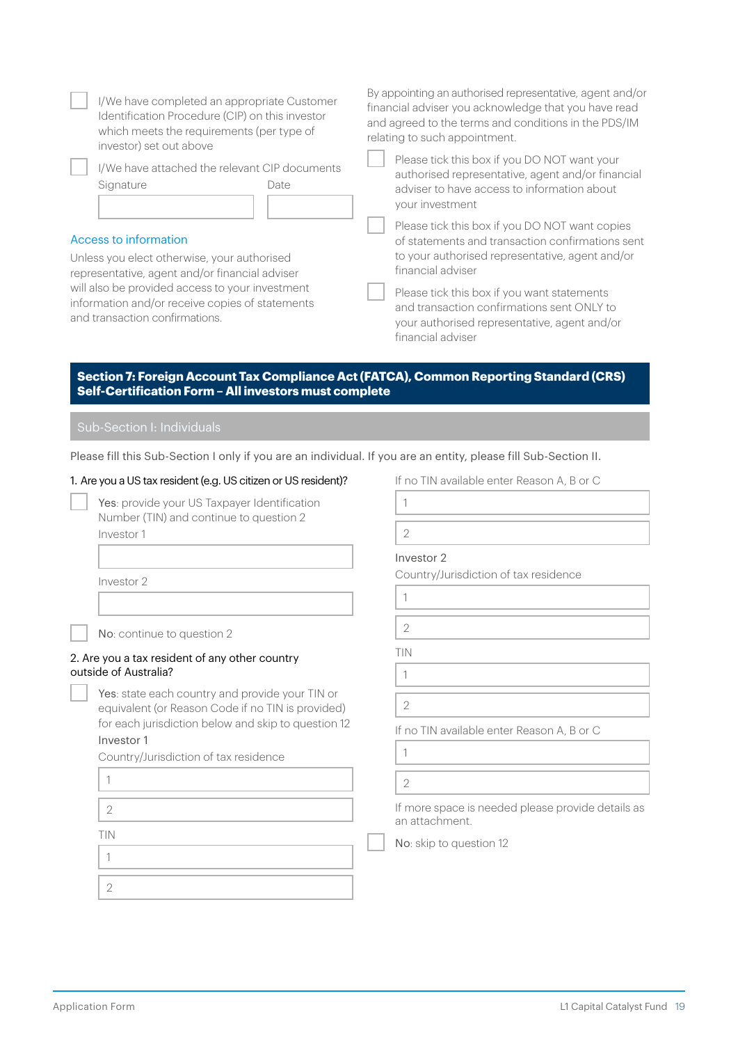- [ ] I/We have completed an appropriate Customer Identification Procedure (CIP) on this investor which meets the requirements (per type of investor) set out above
- [ ] I/We have attached the relevant CIP documents

Signature \_\_\_\_\_\_\_\_\_\_\_\_ Date \_\_\_\_\_\_\_\_

### Access to information

Unless you elect otherwise, your authorised representative, agent and/or financial adviser will also be provided access to your investment information and/or receive copies of statements and transaction confirmations.

By appointing an authorised representative, agent and/or financial adviser you acknowledge that you have read and agreed to the terms and conditions in the PDS/IM relating to such appointment.

- [ ] Please tick this box if you DO NOT want your authorised representative, agent and/or financial adviser to have access to information about your investment
- [ ] Please tick this box if you DO NOT want copies of statements and transaction confirmations sent to your authorised representative, agent and/or financial adviser
- [ ] Please tick this box if you want statements and transaction confirmations sent ONLY to your authorised representative, agent and/or financial adviser

## Section 7: Foreign Account Tax Compliance Act (FATCA), Common Reporting Standard (CRS) Self-Certification Form – All investors must complete

### Sub-Section I: Individuals

Please fill this Sub-Section I only if you are an individual. If you are an entity, please fill Sub-Section II.

1. Are you a US tax resident (e.g. US citizen or US resident)?

- [ ] **Yes**: provide your US Taxpayer Identification Number (TIN) and continue to question 2

Investor 1 \_\_\_\_\_\_\_\_\_\_\_\_

Investor 2 \_\_\_\_\_\_\_\_\_\_\_\_

- [ ] **No**: continue to question 2

2. Are you a tax resident of any other country outside of Australia?

- [ ] **Yes**: state each country and provide your TIN or equivalent (or Reason Code if no TIN is provided) for each jurisdiction below and skip to question 12

Investor 1

Country/Jurisdiction of tax residence

1 \_\_\_\_\_\_\_\_\_\_\_\_

2 \_\_\_\_\_\_\_\_\_\_\_\_

TIN

1 \_\_\_\_\_\_\_\_\_\_\_\_

2 \_\_\_\_\_\_\_\_\_\_\_\_

If no TIN available enter Reason A, B or C

1 \_\_\_\_\_\_\_\_\_\_\_\_

2 \_\_\_\_\_\_\_\_\_\_\_\_

Investor 2

Country/Jurisdiction of tax residence

1 \_\_\_\_\_\_\_\_\_\_\_\_

2 \_\_\_\_\_\_\_\_\_\_\_\_

TIN

1 \_\_\_\_\_\_\_\_\_\_\_\_

2 \_\_\_\_\_\_\_\_\_\_\_\_

If no TIN available enter Reason A, B or C

1 \_\_\_\_\_\_\_\_\_\_\_\_

2 \_\_\_\_\_\_\_\_\_\_\_\_

If more space is needed please provide details as an attachment.

- [ ] **No**: skip to question 12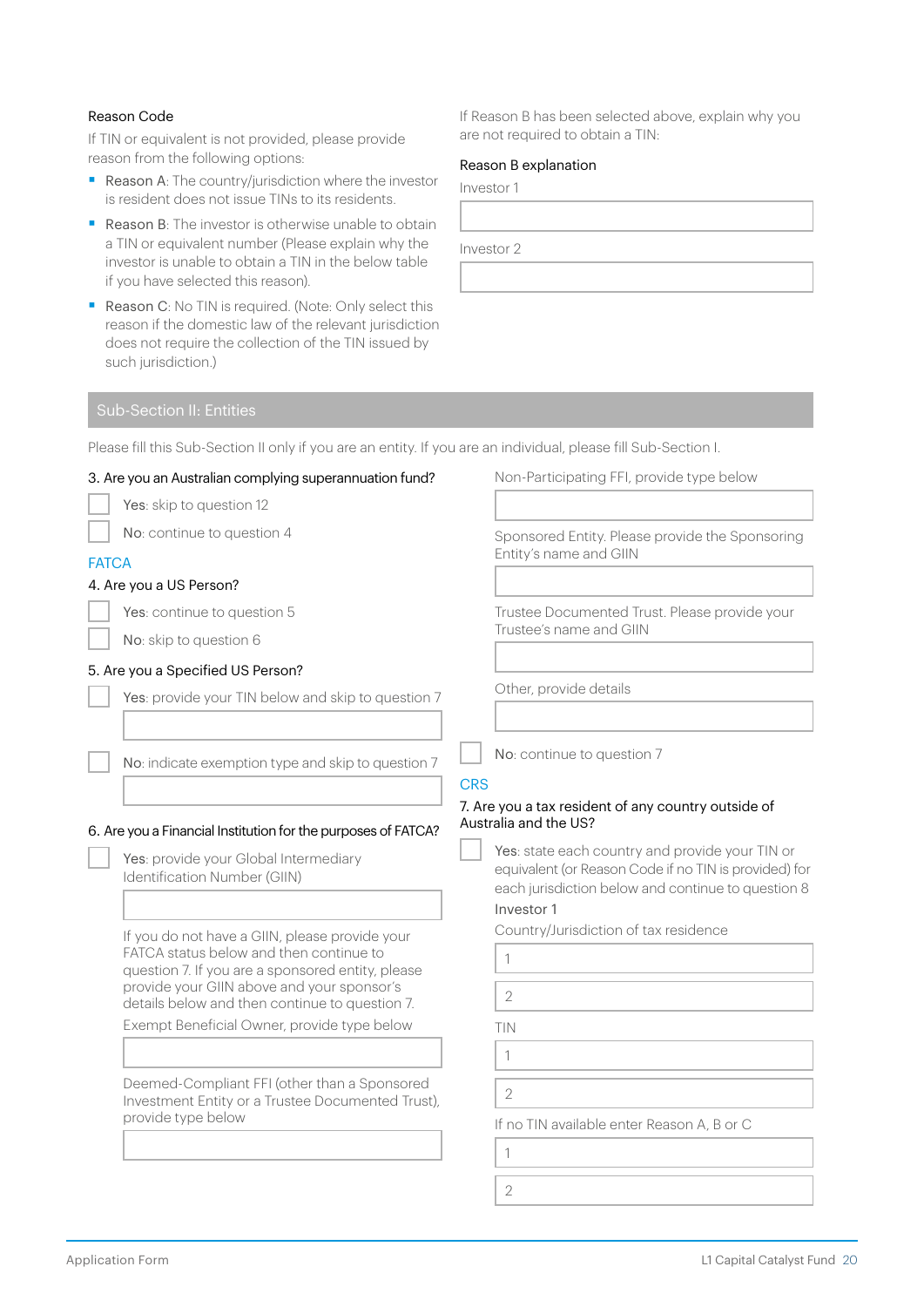Reason Code

If TIN or equivalent is not provided, please provide reason from the following options:

- Reason A: The country/jurisdiction where the investor is resident does not issue TINs to its residents.
- Reason B: The investor is otherwise unable to obtain a TIN or equivalent number (Please explain why the investor is unable to obtain a TIN in the below table if you have selected this reason).
- Reason C: No TIN is required. (Note: Only select this reason if the domestic law of the relevant jurisdiction does not require the collection of the TIN issued by such jurisdiction.)

If Reason B has been selected above, explain why you are not required to obtain a TIN:

Reason B explanation

Investor 1

Investor 2

## Sub-Section II: Entities

Please fill this Sub-Section II only if you are an entity. If you are an individual, please fill Sub-Section I.

3. Are you an Australian complying superannuation fund?

☐ Yes: skip to question 12

☐ No: continue to question 4

### FATCA

4. Are you a US Person?

☐ Yes: continue to question 5

☐ No: skip to question 6

5. Are you a Specified US Person?

☐ Yes: provide your TIN below and skip to question 7

☐ No: indicate exemption type and skip to question 7

6. Are you a Financial Institution for the purposes of FATCA?

☐ Yes: provide your Global Intermediary Identification Number (GIIN)

If you do not have a GIIN, please provide your FATCA status below and then continue to question 7. If you are a sponsored entity, please provide your GIIN above and your sponsor's details below and then continue to question 7.

Exempt Beneficial Owner, provide type below

Deemed-Compliant FFI (other than a Sponsored Investment Entity or a Trustee Documented Trust), provide type below

Non-Participating FFI, provide type below

Sponsored Entity. Please provide the Sponsoring Entity's name and GIIN

Trustee Documented Trust. Please provide your Trustee's name and GIIN

Other, provide details

☐ No: continue to question 7

### CRS

7. Are you a tax resident of any country outside of Australia and the US?

☐ Yes: state each country and provide your TIN or equivalent (or Reason Code if no TIN is provided) for each jurisdiction below and continue to question 8

Investor 1

Country/Jurisdiction of tax residence

1

2

TIN

1

2

If no TIN available enter Reason A, B or C

1

2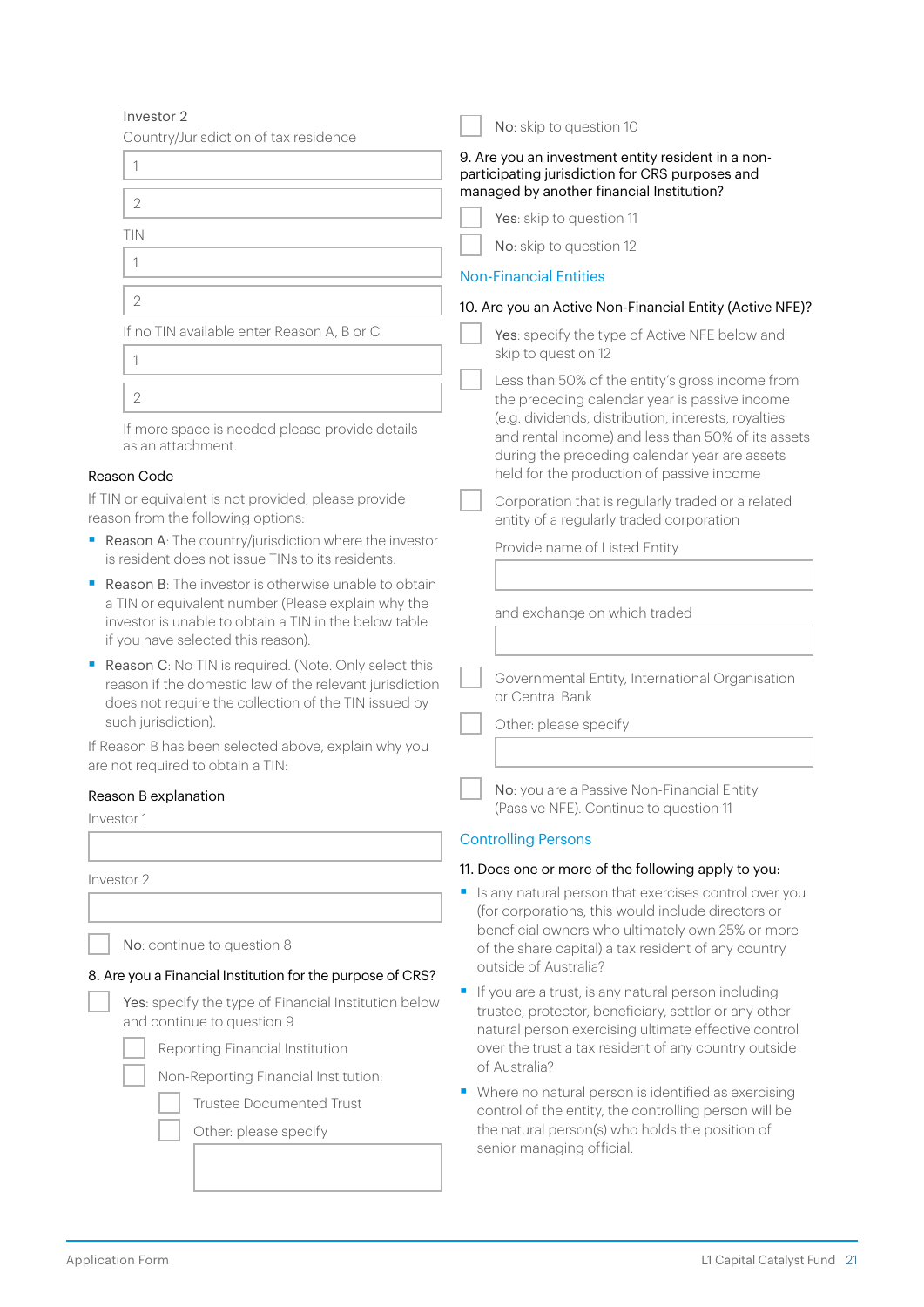Investor 2

Country/Jurisdiction of tax residence

1 ______________________

2 ______________________

TIN

1 ______________________

2 ______________________

If no TIN available enter Reason A, B or C

1 ______________________

2 ______________________

If more space is needed please provide details as an attachment.

### Reason Code

If TIN or equivalent is not provided, please provide reason from the following options:

- Reason A: The country/jurisdiction where the investor is resident does not issue TINs to its residents.
- Reason B: The investor is otherwise unable to obtain a TIN or equivalent number (Please explain why the investor is unable to obtain a TIN in the below table if you have selected this reason).
- Reason C: No TIN is required. (Note. Only select this reason if the domestic law of the relevant jurisdiction does not require the collection of the TIN issued by such jurisdiction).

If Reason B has been selected above, explain why you are not required to obtain a TIN:

### Reason B explanation

Investor 1

______________________

Investor 2

______________________

☐ No: continue to question 8

8. Are you a Financial Institution for the purpose of CRS?

☐ Yes: specify the type of Financial Institution below and continue to question 9

☐ Reporting Financial Institution

☐ Non-Reporting Financial Institution:

☐ Trustee Documented Trust

☐ Other: please specify

______________________

☐ No: skip to question 10

9. Are you an investment entity resident in a non-participating jurisdiction for CRS purposes and managed by another financial Institution?

☐ Yes: skip to question 11

☐ No: skip to question 12

## Non-Financial Entities

10. Are you an Active Non-Financial Entity (Active NFE)?

☐ Yes: specify the type of Active NFE below and skip to question 12

☐ Less than 50% of the entity's gross income from the preceding calendar year is passive income (e.g. dividends, distribution, interests, royalties and rental income) and less than 50% of its assets during the preceding calendar year are assets held for the production of passive income

☐ Corporation that is regularly traded or a related entity of a regularly traded corporation

Provide name of Listed Entity

______________________

and exchange on which traded

______________________

☐ Governmental Entity, International Organisation or Central Bank

☐ Other: please specify

______________________

☐ No: you are a Passive Non-Financial Entity (Passive NFE). Continue to question 11

## Controlling Persons

11. Does one or more of the following apply to you:

- Is any natural person that exercises control over you (for corporations, this would include directors or beneficial owners who ultimately own 25% or more of the share capital) a tax resident of any country outside of Australia?
- If you are a trust, is any natural person including trustee, protector, beneficiary, settlor or any other natural person exercising ultimate effective control over the trust a tax resident of any country outside of Australia?
- Where no natural person is identified as exercising control of the entity, the controlling person will be the natural person(s) who holds the position of senior managing official.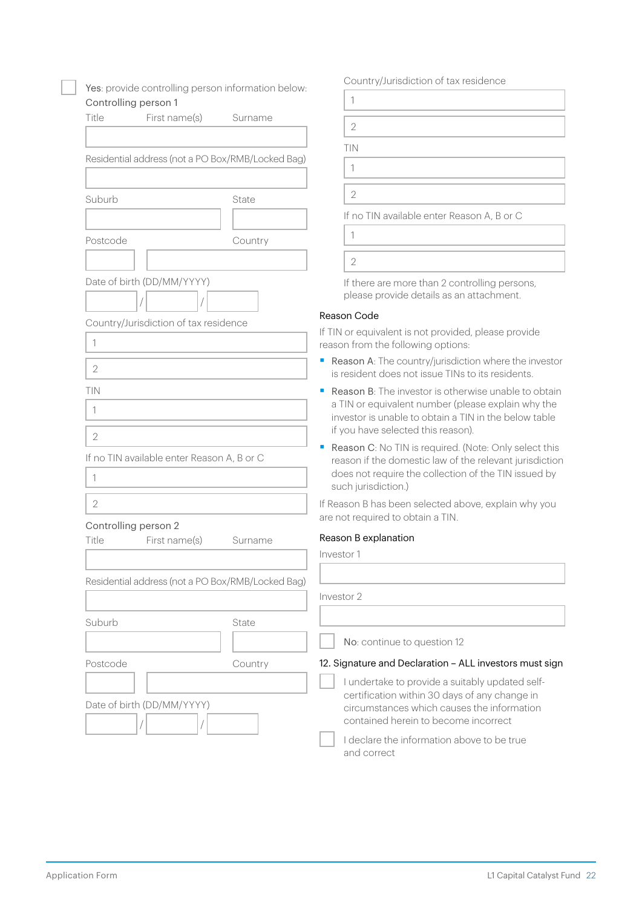☐ **Yes**: provide controlling person information below:

**Controlling person 1**

Title | First name(s) | Surname

Residential address (not a PO Box/RMB/Locked Bag)

Suburb | State

Postcode | Country

Date of birth (DD/MM/YYYY)

\_\_\_ / \_\_\_ / \_\_\_

Country/Jurisdiction of tax residence

1

2

TIN

1

2

If no TIN available enter Reason A, B or C

1

2

**Controlling person 2**

Title | First name(s) | Surname

Residential address (not a PO Box/RMB/Locked Bag)

Suburb | State

Postcode | Country

Date of birth (DD/MM/YYYY)

\_\_\_ / \_\_\_ / \_\_\_

Country/Jurisdiction of tax residence

1

2

TIN

1

2

If no TIN available enter Reason A, B or C

1

2

If there are more than 2 controlling persons, please provide details as an attachment.

**Reason Code**

If TIN or equivalent is not provided, please provide reason from the following options:

- **Reason A**: The country/jurisdiction where the investor is resident does not issue TINs to its residents.
- **Reason B**: The investor is otherwise unable to obtain a TIN or equivalent number (please explain why the investor is unable to obtain a TIN in the below table if you have selected this reason).
- **Reason C**: No TIN is required. (Note: Only select this reason if the domestic law of the relevant jurisdiction does not require the collection of the TIN issued by such jurisdiction.)

If Reason B has been selected above, explain why you are not required to obtain a TIN.

**Reason B explanation**

Investor 1

Investor 2

☐ **No**: continue to question 12

## 12. Signature and Declaration – ALL investors must sign

☐ I undertake to provide a suitably updated self-certification within 30 days of any change in circumstances which causes the information contained herein to become incorrect

☐ I declare the information above to be true and correct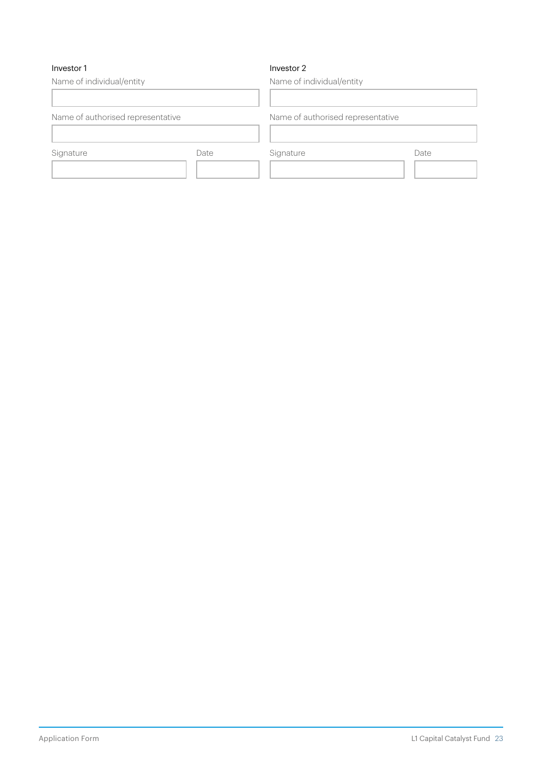**Investor 1**

Name of individual/entity

| |
|---|

Name of authorised representative

| |
|---|

| Signature | Date |
|---|---|
| | |

**Investor 2**

Name of individual/entity

| |
|---|

Name of authorised representative

| |
|---|

| Signature | Date |
|---|---|
| | |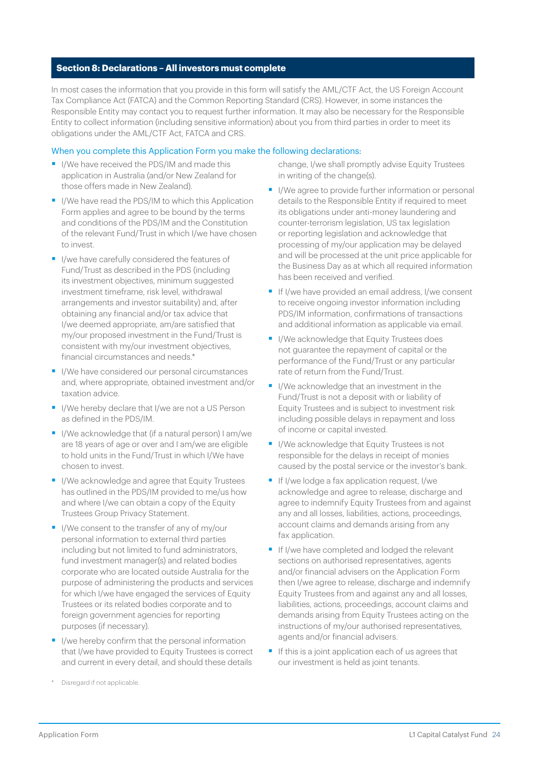## Section 8: Declarations – All investors must complete

In most cases the information that you provide in this form will satisfy the AML/CTF Act, the US Foreign Account Tax Compliance Act (FATCA) and the Common Reporting Standard (CRS). However, in some instances the Responsible Entity may contact you to request further information. It may also be necessary for the Responsible Entity to collect information (including sensitive information) about you from third parties in order to meet its obligations under the AML/CTF Act, FATCA and CRS.

When you complete this Application Form you make the following declarations:

- I/We have received the PDS/IM and made this application in Australia (and/or New Zealand for those offers made in New Zealand).
- I/We have read the PDS/IM to which this Application Form applies and agree to be bound by the terms and conditions of the PDS/IM and the Constitution of the relevant Fund/Trust in which I/we have chosen to invest.
- I/we have carefully considered the features of Fund/Trust as described in the PDS (including its investment objectives, minimum suggested investment timeframe, risk level, withdrawal arrangements and investor suitability) and, after obtaining any financial and/or tax advice that I/we deemed appropriate, am/are satisfied that my/our proposed investment in the Fund/Trust is consistent with my/our investment objectives, financial circumstances and needs.*
- I/We have considered our personal circumstances and, where appropriate, obtained investment and/or taxation advice.
- I/We hereby declare that I/we are not a US Person as defined in the PDS/IM.
- I/We acknowledge that (if a natural person) I am/we are 18 years of age or over and I am/we are eligible to hold units in the Fund/Trust in which I/We have chosen to invest.
- I/We acknowledge and agree that Equity Trustees has outlined in the PDS/IM provided to me/us how and where I/we can obtain a copy of the Equity Trustees Group Privacy Statement.
- I/We consent to the transfer of any of my/our personal information to external third parties including but not limited to fund administrators, fund investment manager(s) and related bodies corporate who are located outside Australia for the purpose of administering the products and services for which I/we have engaged the services of Equity Trustees or its related bodies corporate and to foreign government agencies for reporting purposes (if necessary).
- I/we hereby confirm that the personal information that I/we have provided to Equity Trustees is correct and current in every detail, and should these details change, I/we shall promptly advise Equity Trustees in writing of the change(s).
- I/We agree to provide further information or personal details to the Responsible Entity if required to meet its obligations under anti-money laundering and counter-terrorism legislation, US tax legislation or reporting legislation and acknowledge that processing of my/our application may be delayed and will be processed at the unit price applicable for the Business Day as at which all required information has been received and verified.
- If I/we have provided an email address, I/we consent to receive ongoing investor information including PDS/IM information, confirmations of transactions and additional information as applicable via email.
- I/We acknowledge that Equity Trustees does not guarantee the repayment of capital or the performance of the Fund/Trust or any particular rate of return from the Fund/Trust.
- I/We acknowledge that an investment in the Fund/Trust is not a deposit with or liability of Equity Trustees and is subject to investment risk including possible delays in repayment and loss of income or capital invested.
- I/We acknowledge that Equity Trustees is not responsible for the delays in receipt of monies caused by the postal service or the investor's bank.
- If I/we lodge a fax application request, I/we acknowledge and agree to release, discharge and agree to indemnify Equity Trustees from and against any and all losses, liabilities, actions, proceedings, account claims and demands arising from any fax application.
- If I/we have completed and lodged the relevant sections on authorised representatives, agents and/or financial advisers on the Application Form then I/we agree to release, discharge and indemnify Equity Trustees from and against any and all losses, liabilities, actions, proceedings, account claims and demands arising from Equity Trustees acting on the instructions of my/our authorised representatives, agents and/or financial advisers.
- If this is a joint application each of us agrees that our investment is held as joint tenants.

\* Disregard if not applicable.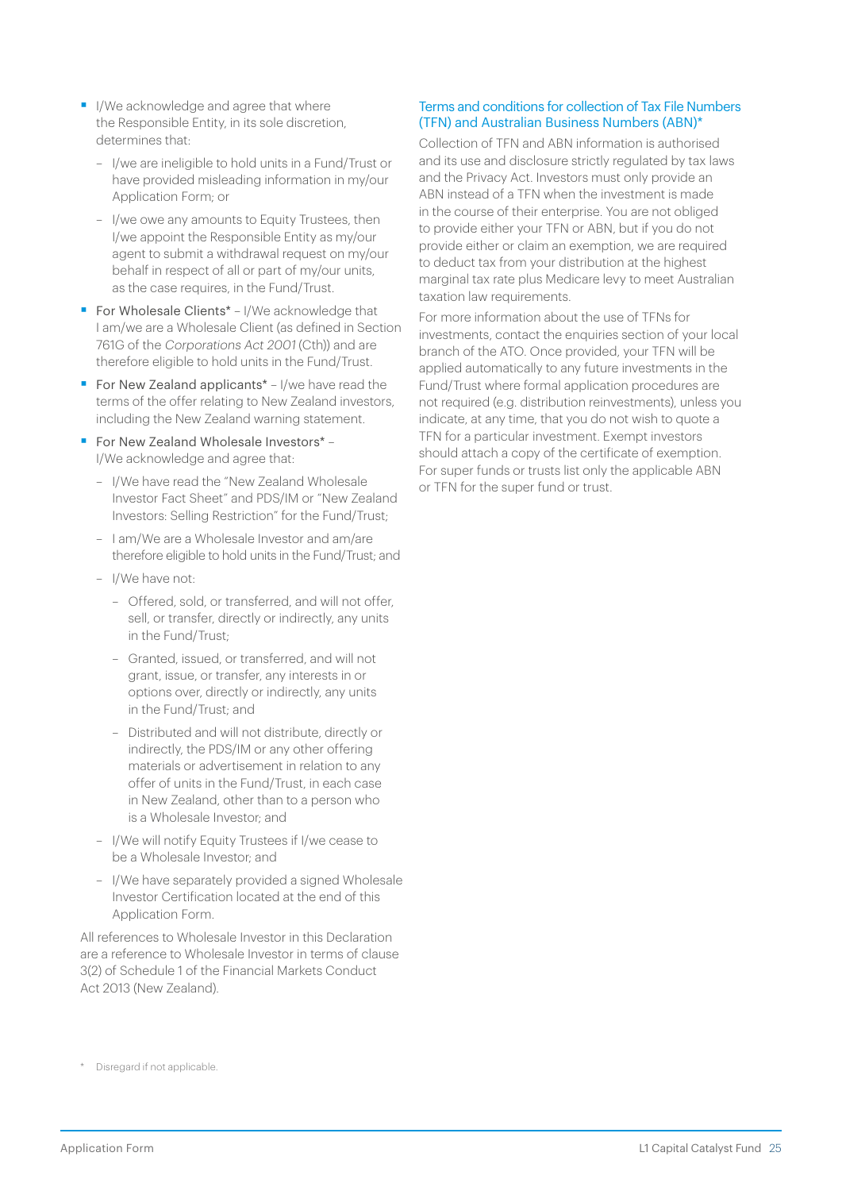- I/We acknowledge and agree that where the Responsible Entity, in its sole discretion, determines that:
  - I/we are ineligible to hold units in a Fund/Trust or have provided misleading information in my/our Application Form; or
  - I/we owe any amounts to Equity Trustees, then I/we appoint the Responsible Entity as my/our agent to submit a withdrawal request on my/our behalf in respect of all or part of my/our units, as the case requires, in the Fund/Trust.
- For Wholesale Clients* – I/We acknowledge that I am/we are a Wholesale Client (as defined in Section 761G of the *Corporations Act 2001* (Cth)) and are therefore eligible to hold units in the Fund/Trust.
- For New Zealand applicants* – I/we have read the terms of the offer relating to New Zealand investors, including the New Zealand warning statement.
- For New Zealand Wholesale Investors* – I/We acknowledge and agree that:
  - I/We have read the "New Zealand Wholesale Investor Fact Sheet" and PDS/IM or "New Zealand Investors: Selling Restriction" for the Fund/Trust;
  - I am/We are a Wholesale Investor and am/are therefore eligible to hold units in the Fund/Trust; and
  - I/We have not:
    - Offered, sold, or transferred, and will not offer, sell, or transfer, directly or indirectly, any units in the Fund/Trust;
    - Granted, issued, or transferred, and will not grant, issue, or transfer, any interests in or options over, directly or indirectly, any units in the Fund/Trust; and
    - Distributed and will not distribute, directly or indirectly, the PDS/IM or any other offering materials or advertisement in relation to any offer of units in the Fund/Trust, in each case in New Zealand, other than to a person who is a Wholesale Investor; and
  - I/We will notify Equity Trustees if I/we cease to be a Wholesale Investor; and
  - I/We have separately provided a signed Wholesale Investor Certification located at the end of this Application Form.

All references to Wholesale Investor in this Declaration are a reference to Wholesale Investor in terms of clause 3(2) of Schedule 1 of the Financial Markets Conduct Act 2013 (New Zealand).

### Terms and conditions for collection of Tax File Numbers (TFN) and Australian Business Numbers (ABN)*

Collection of TFN and ABN information is authorised and its use and disclosure strictly regulated by tax laws and the Privacy Act. Investors must only provide an ABN instead of a TFN when the investment is made in the course of their enterprise. You are not obliged to provide either your TFN or ABN, but if you do not provide either or claim an exemption, we are required to deduct tax from your distribution at the highest marginal tax rate plus Medicare levy to meet Australian taxation law requirements.

For more information about the use of TFNs for investments, contact the enquiries section of your local branch of the ATO. Once provided, your TFN will be applied automatically to any future investments in the Fund/Trust where formal application procedures are not required (e.g. distribution reinvestments), unless you indicate, at any time, that you do not wish to quote a TFN for a particular investment. Exempt investors should attach a copy of the certificate of exemption. For super funds or trusts list only the applicable ABN or TFN for the super fund or trust.

\* Disregard if not applicable.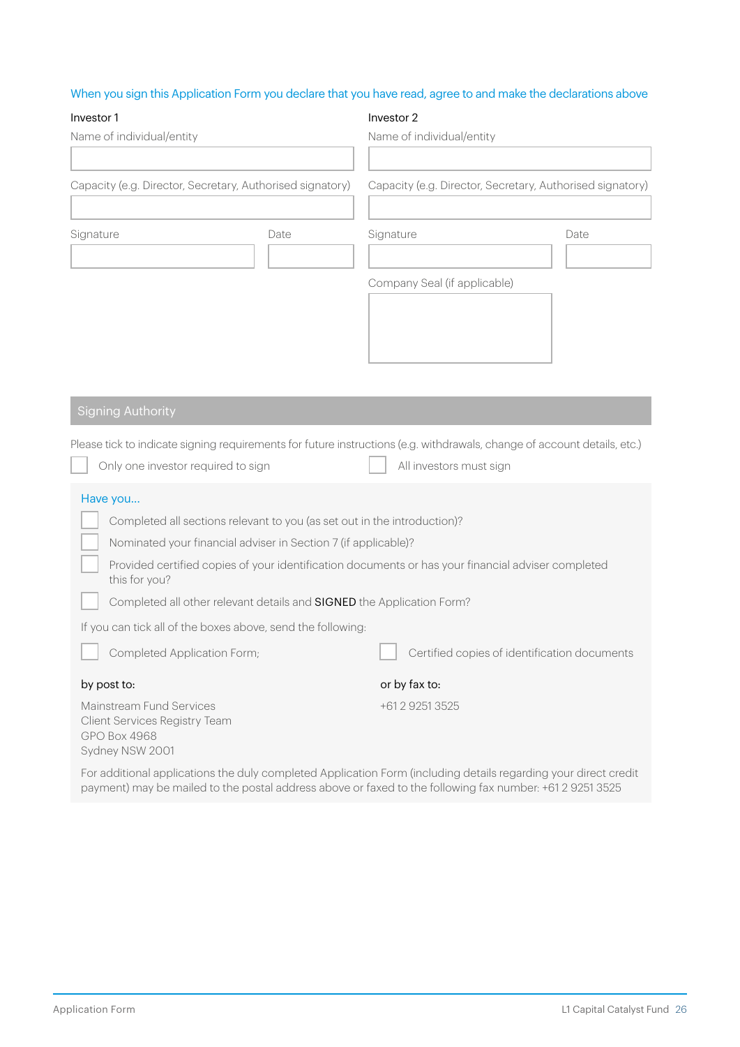When you sign this Application Form you declare that you have read, agree to and make the declarations above

| Investor 1 | | Investor 2 | |
|---|---|---|---|
| Name of individual/entity | | Name of individual/entity | |
| | | | |
| Capacity (e.g. Director, Secretary, Authorised signatory) | | Capacity (e.g. Director, Secretary, Authorised signatory) | |
| | | | |
| Signature | Date | Signature | Date |
| | | | |
| | | Company Seal (if applicable) | |
| | | | |

## Signing Authority

Please tick to indicate signing requirements for future instructions (e.g. withdrawals, change of account details, etc.)

- ☐ Only one investor required to sign
- ☐ All investors must sign

### Have you...

- ☐ Completed all sections relevant to you (as set out in the introduction)?
- ☐ Nominated your financial adviser in Section 7 (if applicable)?
- ☐ Provided certified copies of your identification documents or has your financial adviser completed this for you?
- ☐ Completed all other relevant details and **SIGNED** the Application Form?

If you can tick all of the boxes above, send the following:

- ☐ Completed Application Form;
- ☐ Certified copies of identification documents

**by post to:**

Mainstream Fund Services
Client Services Registry Team
GPO Box 4968
Sydney NSW 2001

**or by fax to:**

+61 2 9251 3525

For additional applications the duly completed Application Form (including details regarding your direct credit payment) may be mailed to the postal address above or faxed to the following fax number: +61 2 9251 3525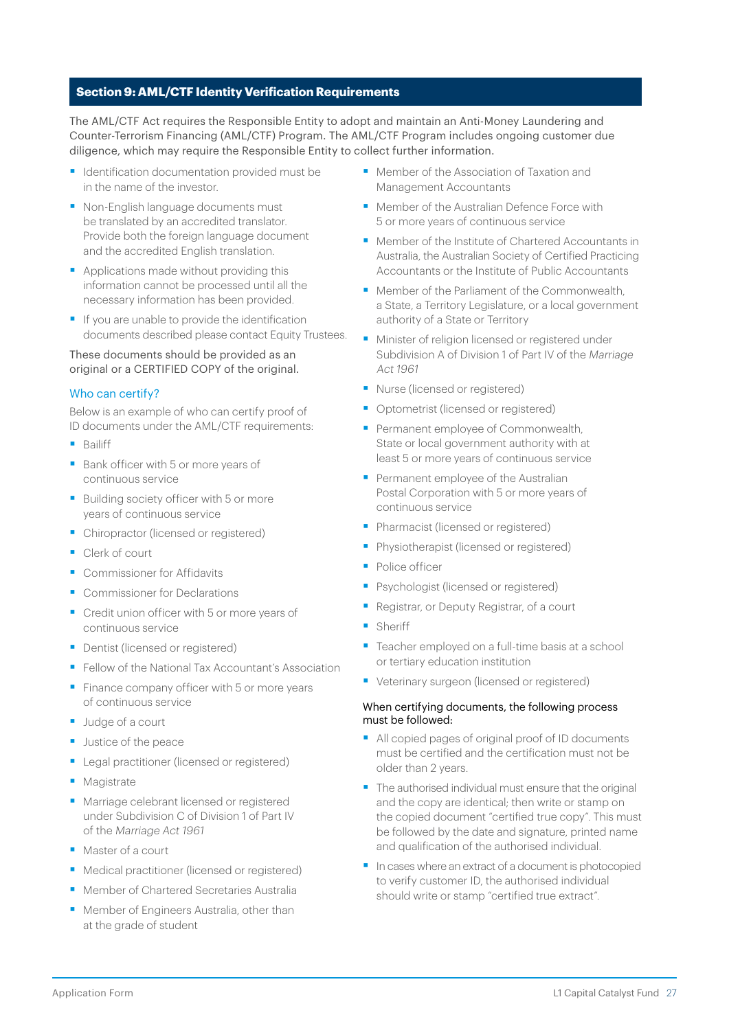## Section 9: AML/CTF Identity Verification Requirements

The AML/CTF Act requires the Responsible Entity to adopt and maintain an Anti-Money Laundering and Counter-Terrorism Financing (AML/CTF) Program. The AML/CTF Program includes ongoing customer due diligence, which may require the Responsible Entity to collect further information.

- Identification documentation provided must be in the name of the investor.
- Non-English language documents must be translated by an accredited translator. Provide both the foreign language document and the accredited English translation.
- Applications made without providing this information cannot be processed until all the necessary information has been provided.
- If you are unable to provide the identification documents described please contact Equity Trustees.

These documents should be provided as an original or a CERTIFIED COPY of the original.

### Who can certify?

Below is an example of who can certify proof of ID documents under the AML/CTF requirements:

- Bailiff
- Bank officer with 5 or more years of continuous service
- Building society officer with 5 or more years of continuous service
- Chiropractor (licensed or registered)
- Clerk of court
- Commissioner for Affidavits
- Commissioner for Declarations
- Credit union officer with 5 or more years of continuous service
- Dentist (licensed or registered)
- Fellow of the National Tax Accountant's Association
- Finance company officer with 5 or more years of continuous service
- Judge of a court
- Justice of the peace
- Legal practitioner (licensed or registered)
- Magistrate
- Marriage celebrant licensed or registered under Subdivision C of Division 1 of Part IV of the *Marriage Act 1961*
- Master of a court
- Medical practitioner (licensed or registered)
- Member of Chartered Secretaries Australia
- Member of Engineers Australia, other than at the grade of student
- Member of the Association of Taxation and Management Accountants
- Member of the Australian Defence Force with 5 or more years of continuous service
- Member of the Institute of Chartered Accountants in Australia, the Australian Society of Certified Practicing Accountants or the Institute of Public Accountants
- Member of the Parliament of the Commonwealth, a State, a Territory Legislature, or a local government authority of a State or Territory
- Minister of religion licensed or registered under Subdivision A of Division 1 of Part IV of the *Marriage Act 1961*
- Nurse (licensed or registered)
- Optometrist (licensed or registered)
- Permanent employee of Commonwealth, State or local government authority with at least 5 or more years of continuous service
- Permanent employee of the Australian Postal Corporation with 5 or more years of continuous service
- Pharmacist (licensed or registered)
- Physiotherapist (licensed or registered)
- Police officer
- Psychologist (licensed or registered)
- Registrar, or Deputy Registrar, of a court
- Sheriff
- Teacher employed on a full-time basis at a school or tertiary education institution
- Veterinary surgeon (licensed or registered)

When certifying documents, the following process must be followed:

- All copied pages of original proof of ID documents must be certified and the certification must not be older than 2 years.
- The authorised individual must ensure that the original and the copy are identical; then write or stamp on the copied document "certified true copy". This must be followed by the date and signature, printed name and qualification of the authorised individual.
- In cases where an extract of a document is photocopied to verify customer ID, the authorised individual should write or stamp "certified true extract".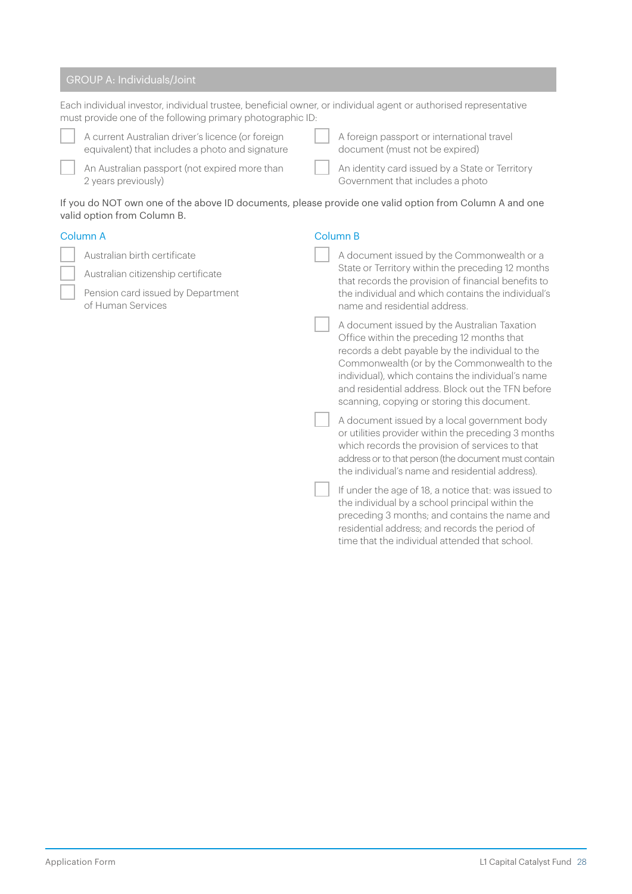## GROUP A: Individuals/Joint

Each individual investor, individual trustee, beneficial owner, or individual agent or authorised representative must provide one of the following primary photographic ID:

- [ ] A current Australian driver's licence (or foreign equivalent) that includes a photo and signature
- [ ] An Australian passport (not expired more than 2 years previously)
- [ ] A foreign passport or international travel document (must not be expired)
- [ ] An identity card issued by a State or Territory Government that includes a photo

If you do NOT own one of the above ID documents, please provide one valid option from Column A and one valid option from Column B.

### Column A

- [ ] Australian birth certificate
- [ ] Australian citizenship certificate
- [ ] Pension card issued by Department of Human Services

### Column B

- [ ] A document issued by the Commonwealth or a State or Territory within the preceding 12 months that records the provision of financial benefits to the individual and which contains the individual's name and residential address.
- [ ] A document issued by the Australian Taxation Office within the preceding 12 months that records a debt payable by the individual to the Commonwealth (or by the Commonwealth to the individual), which contains the individual's name and residential address. Block out the TFN before scanning, copying or storing this document.
- [ ] A document issued by a local government body or utilities provider within the preceding 3 months which records the provision of services to that address or to that person (the document must contain the individual's name and residential address).
- [ ] If under the age of 18, a notice that: was issued to the individual by a school principal within the preceding 3 months; and contains the name and residential address; and records the period of time that the individual attended that school.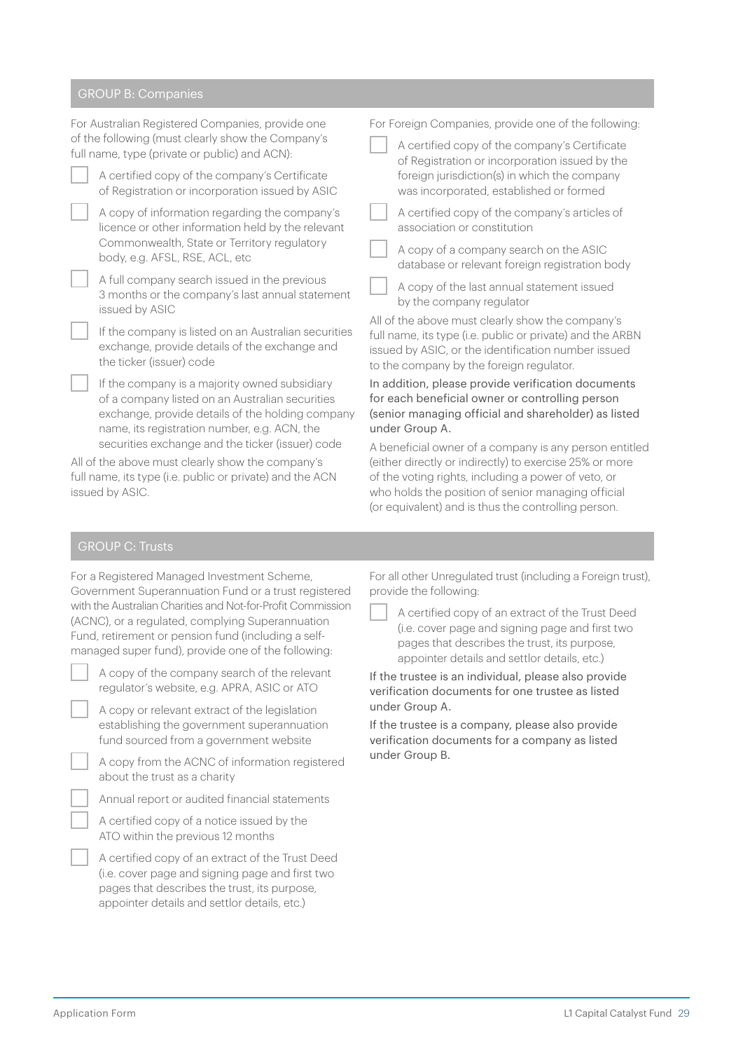## GROUP B: Companies

For Australian Registered Companies, provide one of the following (must clearly show the Company's full name, type (private or public) and ACN):

- [ ] A certified copy of the company's Certificate of Registration or incorporation issued by ASIC
- [ ] A copy of information regarding the company's licence or other information held by the relevant Commonwealth, State or Territory regulatory body, e.g. AFSL, RSE, ACL, etc
- [ ] A full company search issued in the previous 3 months or the company's last annual statement issued by ASIC
- [ ] If the company is listed on an Australian securities exchange, provide details of the exchange and the ticker (issuer) code
- [ ] If the company is a majority owned subsidiary of a company listed on an Australian securities exchange, provide details of the holding company name, its registration number, e.g. ACN, the securities exchange and the ticker (issuer) code

All of the above must clearly show the company's full name, its type (i.e. public or private) and the ACN issued by ASIC.

For Foreign Companies, provide one of the following:

- [ ] A certified copy of the company's Certificate of Registration or incorporation issued by the foreign jurisdiction(s) in which the company was incorporated, established or formed
- [ ] A certified copy of the company's articles of association or constitution
- [ ] A copy of a company search on the ASIC database or relevant foreign registration body
- [ ] A copy of the last annual statement issued by the company regulator

All of the above must clearly show the company's full name, its type (i.e. public or private) and the ARBN issued by ASIC, or the identification number issued to the company by the foreign regulator.

In addition, please provide verification documents for each beneficial owner or controlling person (senior managing official and shareholder) as listed under Group A.

A beneficial owner of a company is any person entitled (either directly or indirectly) to exercise 25% or more of the voting rights, including a power of veto, or who holds the position of senior managing official (or equivalent) and is thus the controlling person.

## GROUP C: Trusts

For a Registered Managed Investment Scheme, Government Superannuation Fund or a trust registered with the Australian Charities and Not-for-Profit Commission (ACNC), or a regulated, complying Superannuation Fund, retirement or pension fund (including a self-managed super fund), provide one of the following:

- [ ] A copy of the company search of the relevant regulator's website, e.g. APRA, ASIC or ATO
- [ ] A copy or relevant extract of the legislation establishing the government superannuation fund sourced from a government website
- [ ] A copy from the ACNC of information registered about the trust as a charity
- [ ] Annual report or audited financial statements
- [ ] A certified copy of a notice issued by the ATO within the previous 12 months
- [ ] A certified copy of an extract of the Trust Deed (i.e. cover page and signing page and first two pages that describes the trust, its purpose, appointer details and settlor details, etc.)

For all other Unregulated trust (including a Foreign trust), provide the following:

- [ ] A certified copy of an extract of the Trust Deed (i.e. cover page and signing page and first two pages that describes the trust, its purpose, appointer details and settlor details, etc.)

If the trustee is an individual, please also provide verification documents for one trustee as listed under Group A.

If the trustee is a company, please also provide verification documents for a company as listed under Group B.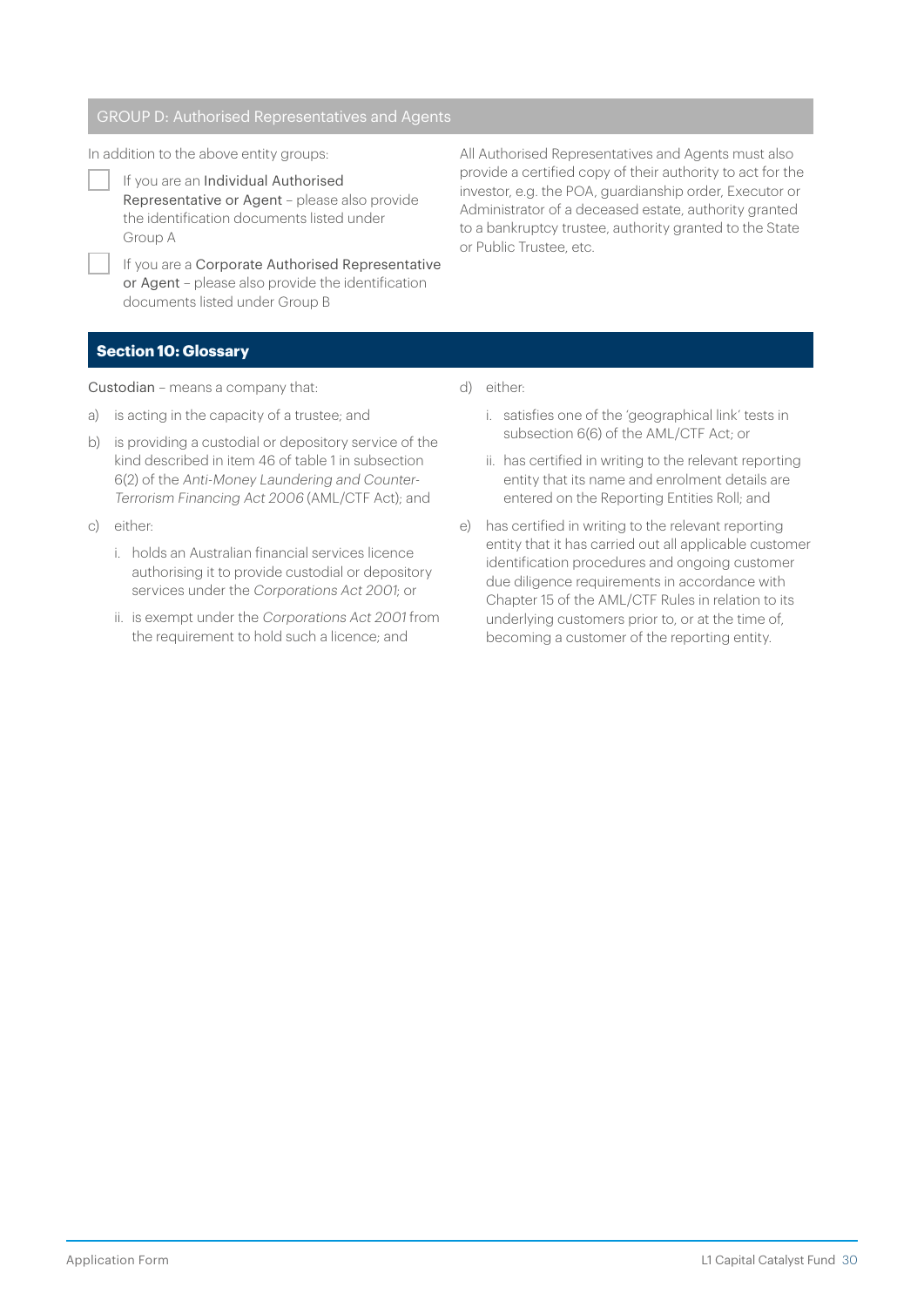## GROUP D: Authorised Representatives and Agents

In addition to the above entity groups:

- ☐ If you are an Individual Authorised Representative or Agent – please also provide the identification documents listed under Group A
- ☐ If you are a Corporate Authorised Representative or Agent – please also provide the identification documents listed under Group B

All Authorised Representatives and Agents must also provide a certified copy of their authority to act for the investor, e.g. the POA, guardianship order, Executor or Administrator of a deceased estate, authority granted to a bankruptcy trustee, authority granted to the State or Public Trustee, etc.

## Section 10: Glossary

Custodian – means a company that:

a) is acting in the capacity of a trustee; and

b) is providing a custodial or depository service of the kind described in item 46 of table 1 in subsection 6(2) of the *Anti-Money Laundering and Counter-Terrorism Financing Act 2006* (AML/CTF Act); and

c) either:

   i. holds an Australian financial services licence authorising it to provide custodial or depository services under the *Corporations Act 2001*; or

   ii. is exempt under the *Corporations Act 2001* from the requirement to hold such a licence; and

d) either:

   i. satisfies one of the 'geographical link' tests in subsection 6(6) of the AML/CTF Act; or

   ii. has certified in writing to the relevant reporting entity that its name and enrolment details are entered on the Reporting Entities Roll; and

e) has certified in writing to the relevant reporting entity that it has carried out all applicable customer identification procedures and ongoing customer due diligence requirements in accordance with Chapter 15 of the AML/CTF Rules in relation to its underlying customers prior to, or at the time of, becoming a customer of the reporting entity.